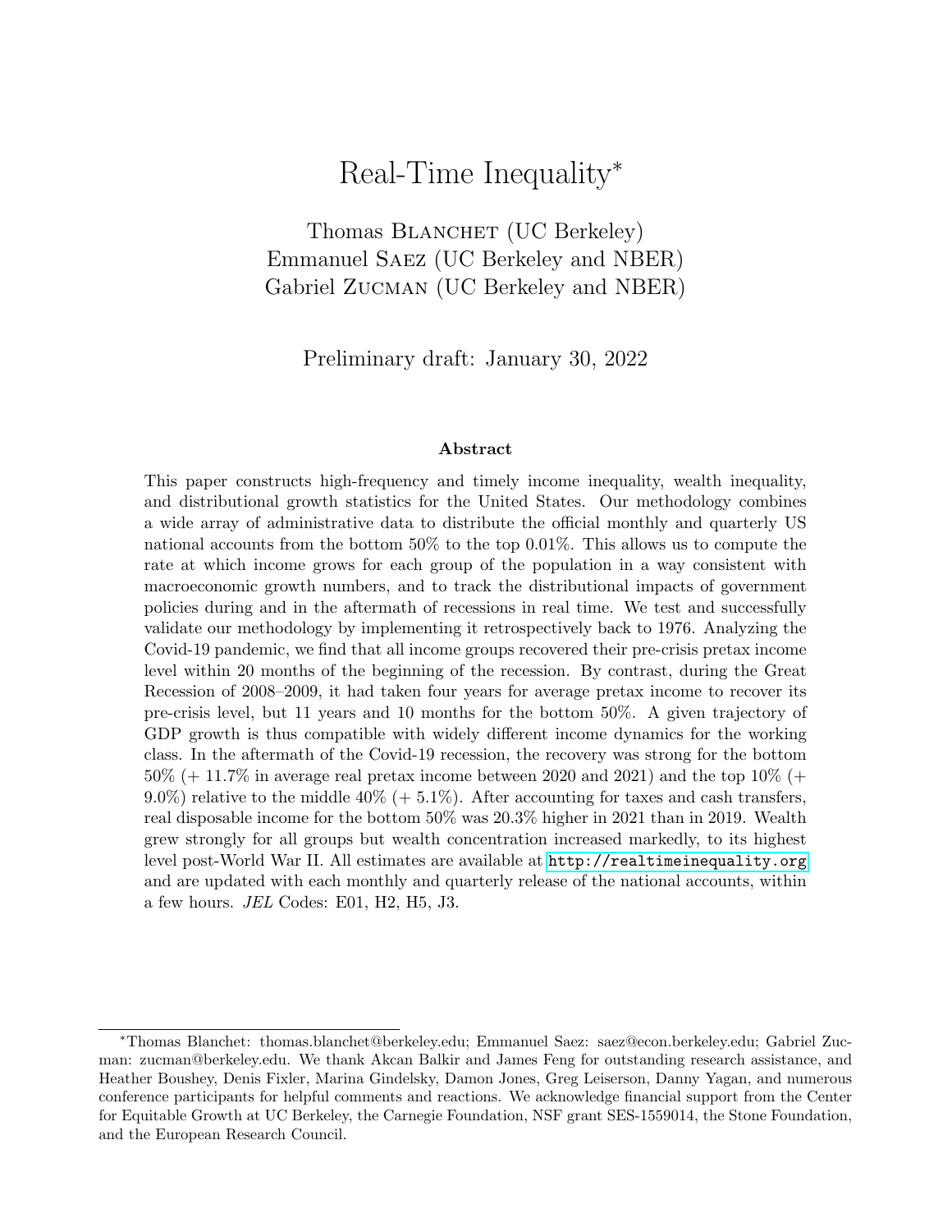# Real-Time Inequality*

Thomas Blanchet (UC Berkeley)
Emmanuel Saez (UC Berkeley and NBER)
Gabriel Zucman (UC Berkeley and NBER)

Preliminary draft: January 30, 2022

### Abstract

This paper constructs high-frequency and timely income inequality, wealth inequality, and distributional growth statistics for the United States. Our methodology combines a wide array of administrative data to distribute the official monthly and quarterly US national accounts from the bottom 50% to the top 0.01%. This allows us to compute the rate at which income grows for each group of the population in a way consistent with macroeconomic growth numbers, and to track the distributional impacts of government policies during and in the aftermath of recessions in real time. We test and successfully validate our methodology by implementing it retrospectively back to 1976. Analyzing the Covid-19 pandemic, we find that all income groups recovered their pre-crisis pretax income level within 20 months of the beginning of the recession. By contrast, during the Great Recession of 2008–2009, it had taken four years for average pretax income to recover its pre-crisis level, but 11 years and 10 months for the bottom 50%. A given trajectory of GDP growth is thus compatible with widely different income dynamics for the working class. In the aftermath of the Covid-19 recession, the recovery was strong for the bottom 50% (+ 11.7% in average real pretax income between 2020 and 2021) and the top 10% (+ 9.0%) relative to the middle 40% (+ 5.1%). After accounting for taxes and cash transfers, real disposable income for the bottom 50% was 20.3% higher in 2021 than in 2019. Wealth grew strongly for all groups but wealth concentration increased markedly, to its highest level post-World War II. All estimates are available at http://realtimeinequality.org and are updated with each monthly and quarterly release of the national accounts, within a few hours. *JEL* Codes: E01, H2, H5, J3.

---

*Thomas Blanchet: thomas.blanchet@berkeley.edu; Emmanuel Saez: saez@econ.berkeley.edu; Gabriel Zucman: zucman@berkeley.edu. We thank Akcan Balkir and James Feng for outstanding research assistance, and Heather Boushey, Denis Fixler, Marina Gindelsky, Damon Jones, Greg Leiserson, Danny Yagan, and numerous conference participants for helpful comments and reactions. We acknowledge financial support from the Center for Equitable Growth at UC Berkeley, the Carnegie Foundation, NSF grant SES-1559014, the Stone Foundation, and the European Research Council.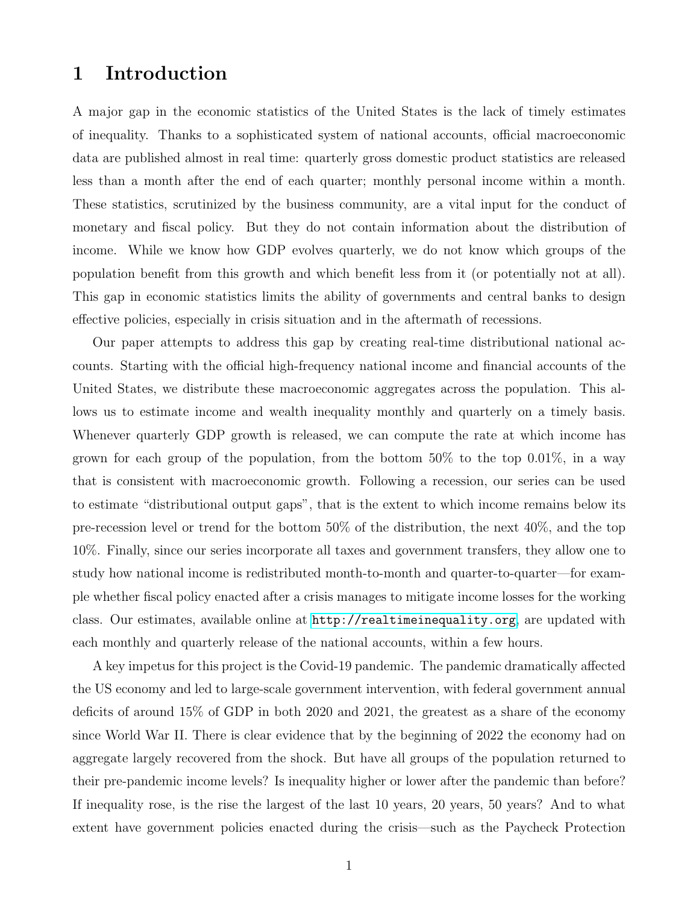# 1 Introduction

A major gap in the economic statistics of the United States is the lack of timely estimates of inequality. Thanks to a sophisticated system of national accounts, official macroeconomic data are published almost in real time: quarterly gross domestic product statistics are released less than a month after the end of each quarter; monthly personal income within a month. These statistics, scrutinized by the business community, are a vital input for the conduct of monetary and fiscal policy. But they do not contain information about the distribution of income. While we know how GDP evolves quarterly, we do not know which groups of the population benefit from this growth and which benefit less from it (or potentially not at all). This gap in economic statistics limits the ability of governments and central banks to design effective policies, especially in crisis situation and in the aftermath of recessions.

Our paper attempts to address this gap by creating real-time distributional national accounts. Starting with the official high-frequency national income and financial accounts of the United States, we distribute these macroeconomic aggregates across the population. This allows us to estimate income and wealth inequality monthly and quarterly on a timely basis. Whenever quarterly GDP growth is released, we can compute the rate at which income has grown for each group of the population, from the bottom 50% to the top 0.01%, in a way that is consistent with macroeconomic growth. Following a recession, our series can be used to estimate "distributional output gaps", that is the extent to which income remains below its pre-recession level or trend for the bottom 50% of the distribution, the next 40%, and the top 10%. Finally, since our series incorporate all taxes and government transfers, they allow one to study how national income is redistributed month-to-month and quarter-to-quarter—for example whether fiscal policy enacted after a crisis manages to mitigate income losses for the working class. Our estimates, available online at http://realtimeinequality.org, are updated with each monthly and quarterly release of the national accounts, within a few hours.

A key impetus for this project is the Covid-19 pandemic. The pandemic dramatically affected the US economy and led to large-scale government intervention, with federal government annual deficits of around 15% of GDP in both 2020 and 2021, the greatest as a share of the economy since World War II. There is clear evidence that by the beginning of 2022 the economy had on aggregate largely recovered from the shock. But have all groups of the population returned to their pre-pandemic income levels? Is inequality higher or lower after the pandemic than before? If inequality rose, is the rise the largest of the last 10 years, 20 years, 50 years? And to what extent have government policies enacted during the crisis—such as the Paycheck Protection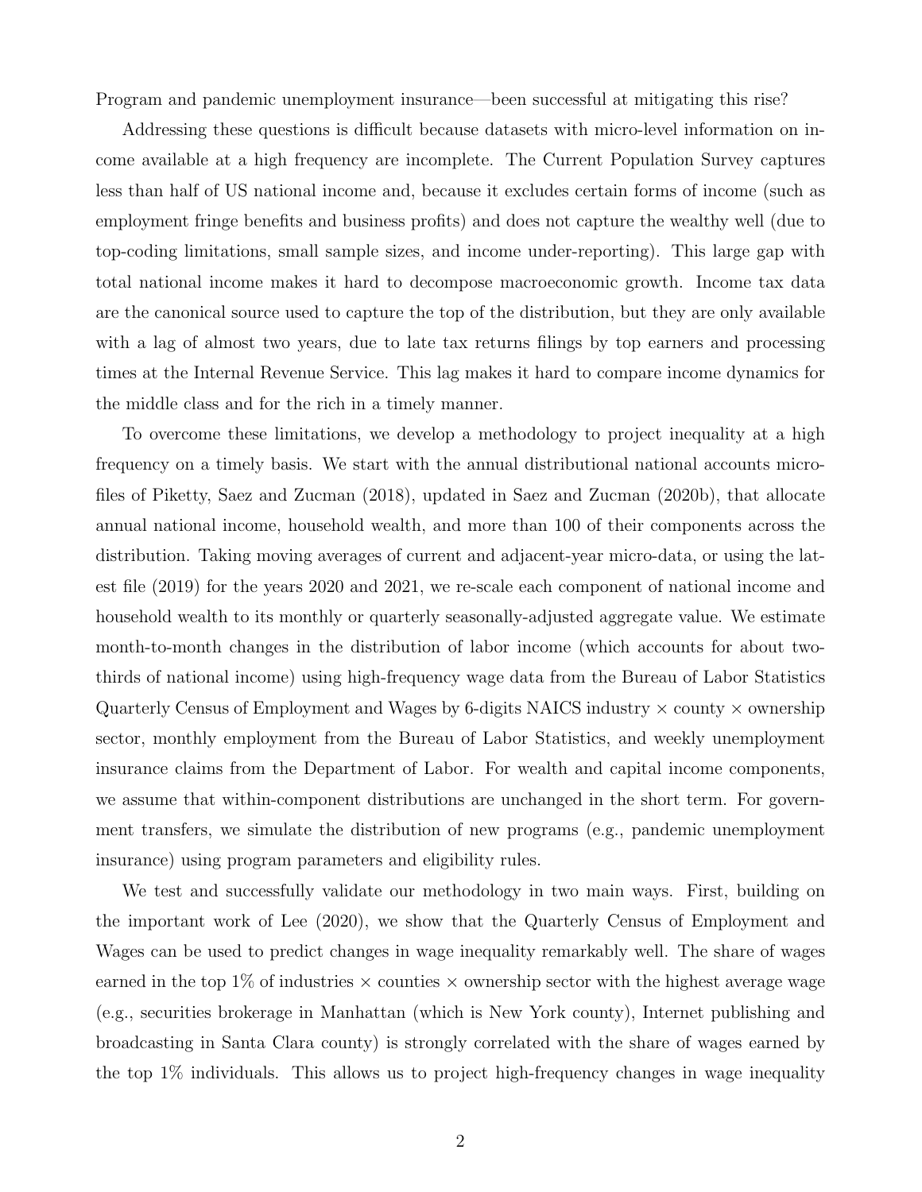Program and pandemic unemployment insurance—been successful at mitigating this rise?

Addressing these questions is difficult because datasets with micro-level information on income available at a high frequency are incomplete. The Current Population Survey captures less than half of US national income and, because it excludes certain forms of income (such as employment fringe benefits and business profits) and does not capture the wealthy well (due to top-coding limitations, small sample sizes, and income under-reporting). This large gap with total national income makes it hard to decompose macroeconomic growth. Income tax data are the canonical source used to capture the top of the distribution, but they are only available with a lag of almost two years, due to late tax returns filings by top earners and processing times at the Internal Revenue Service. This lag makes it hard to compare income dynamics for the middle class and for the rich in a timely manner.

To overcome these limitations, we develop a methodology to project inequality at a high frequency on a timely basis. We start with the annual distributional national accounts micro-files of Piketty, Saez and Zucman (2018), updated in Saez and Zucman (2020b), that allocate annual national income, household wealth, and more than 100 of their components across the distribution. Taking moving averages of current and adjacent-year micro-data, or using the latest file (2019) for the years 2020 and 2021, we re-scale each component of national income and household wealth to its monthly or quarterly seasonally-adjusted aggregate value. We estimate month-to-month changes in the distribution of labor income (which accounts for about two-thirds of national income) using high-frequency wage data from the Bureau of Labor Statistics Quarterly Census of Employment and Wages by 6-digits NAICS industry × county × ownership sector, monthly employment from the Bureau of Labor Statistics, and weekly unemployment insurance claims from the Department of Labor. For wealth and capital income components, we assume that within-component distributions are unchanged in the short term. For government transfers, we simulate the distribution of new programs (e.g., pandemic unemployment insurance) using program parameters and eligibility rules.

We test and successfully validate our methodology in two main ways. First, building on the important work of Lee (2020), we show that the Quarterly Census of Employment and Wages can be used to predict changes in wage inequality remarkably well. The share of wages earned in the top 1% of industries × counties × ownership sector with the highest average wage (e.g., securities brokerage in Manhattan (which is New York county), Internet publishing and broadcasting in Santa Clara county) is strongly correlated with the share of wages earned by the top 1% individuals. This allows us to project high-frequency changes in wage inequality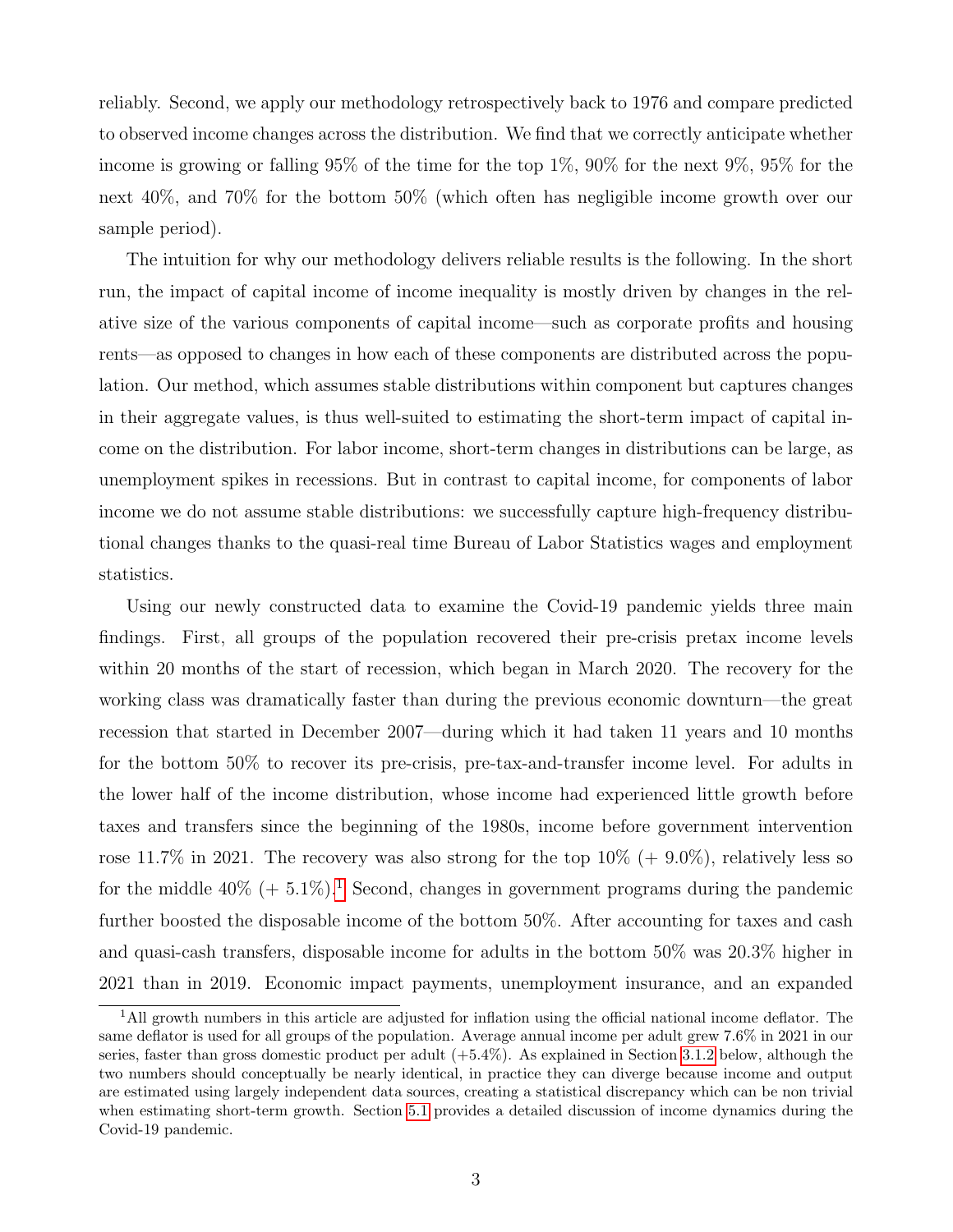reliably. Second, we apply our methodology retrospectively back to 1976 and compare predicted to observed income changes across the distribution. We find that we correctly anticipate whether income is growing or falling 95% of the time for the top 1%, 90% for the next 9%, 95% for the next 40%, and 70% for the bottom 50% (which often has negligible income growth over our sample period).

The intuition for why our methodology delivers reliable results is the following. In the short run, the impact of capital income of income inequality is mostly driven by changes in the relative size of the various components of capital income—such as corporate profits and housing rents—as opposed to changes in how each of these components are distributed across the population. Our method, which assumes stable distributions within component but captures changes in their aggregate values, is thus well-suited to estimating the short-term impact of capital income on the distribution. For labor income, short-term changes in distributions can be large, as unemployment spikes in recessions. But in contrast to capital income, for components of labor income we do not assume stable distributions: we successfully capture high-frequency distributional changes thanks to the quasi-real time Bureau of Labor Statistics wages and employment statistics.

Using our newly constructed data to examine the Covid-19 pandemic yields three main findings. First, all groups of the population recovered their pre-crisis pretax income levels within 20 months of the start of recession, which began in March 2020. The recovery for the working class was dramatically faster than during the previous economic downturn—the great recession that started in December 2007—during which it had taken 11 years and 10 months for the bottom 50% to recover its pre-crisis, pre-tax-and-transfer income level. For adults in the lower half of the income distribution, whose income had experienced little growth before taxes and transfers since the beginning of the 1980s, income before government intervention rose 11.7% in 2021. The recovery was also strong for the top 10% (+ 9.0%), relatively less so for the middle 40% (+ 5.1%).[1] Second, changes in government programs during the pandemic further boosted the disposable income of the bottom 50%. After accounting for taxes and cash and quasi-cash transfers, disposable income for adults in the bottom 50% was 20.3% higher in 2021 than in 2019. Economic impact payments, unemployment insurance, and an expanded

[1] All growth numbers in this article are adjusted for inflation using the official national income deflator. The same deflator is used for all groups of the population. Average annual income per adult grew 7.6% in 2021 in our series, faster than gross domestic product per adult (+5.4%). As explained in Section 3.1.2 below, although the two numbers should conceptually be nearly identical, in practice they can diverge because income and output are estimated using largely independent data sources, creating a statistical discrepancy which can be non trivial when estimating short-term growth. Section 5.1 provides a detailed discussion of income dynamics during the Covid-19 pandemic.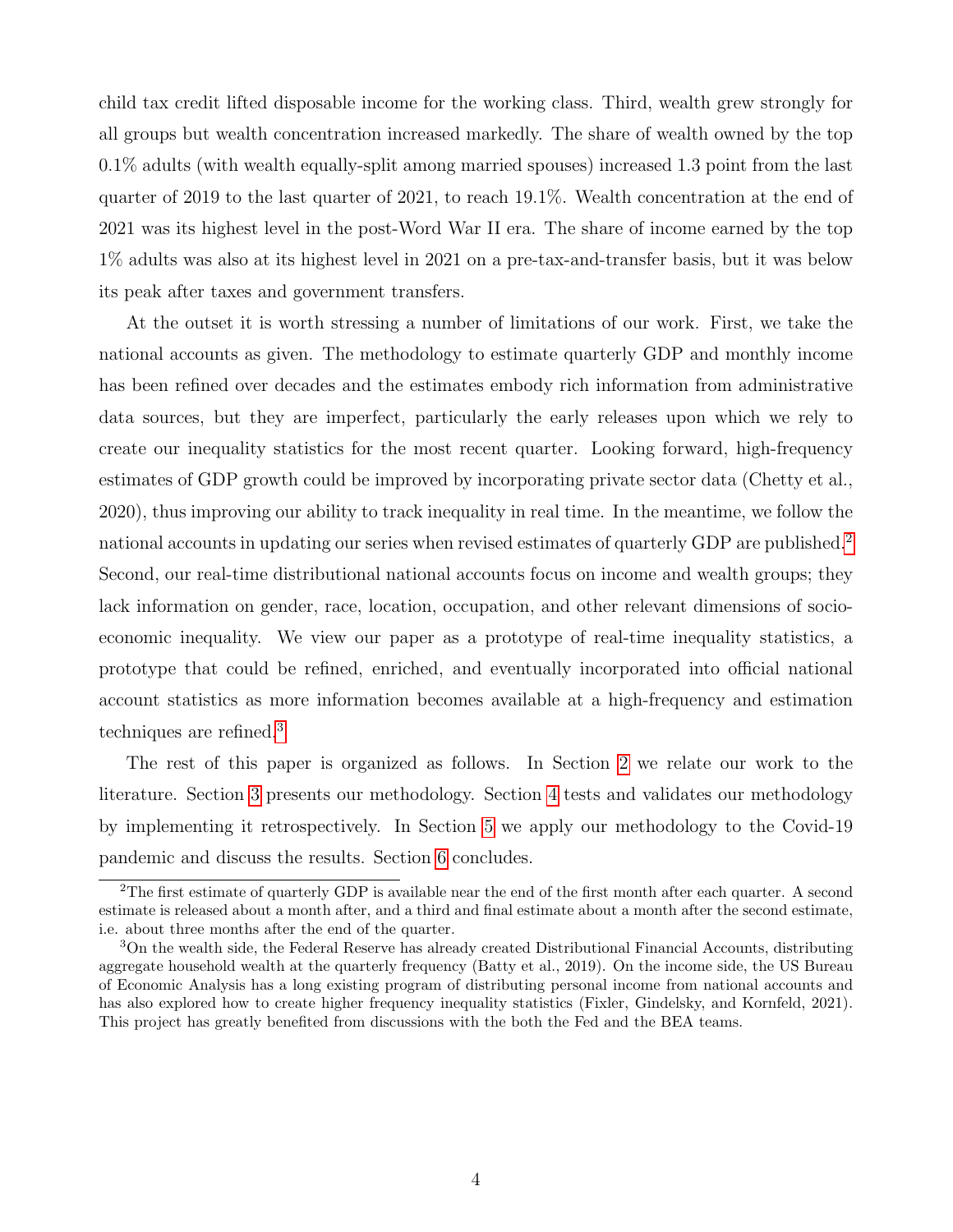child tax credit lifted disposable income for the working class. Third, wealth grew strongly for all groups but wealth concentration increased markedly. The share of wealth owned by the top 0.1% adults (with wealth equally-split among married spouses) increased 1.3 point from the last quarter of 2019 to the last quarter of 2021, to reach 19.1%. Wealth concentration at the end of 2021 was its highest level in the post-Word War II era. The share of income earned by the top 1% adults was also at its highest level in 2021 on a pre-tax-and-transfer basis, but it was below its peak after taxes and government transfers.

At the outset it is worth stressing a number of limitations of our work. First, we take the national accounts as given. The methodology to estimate quarterly GDP and monthly income has been refined over decades and the estimates embody rich information from administrative data sources, but they are imperfect, particularly the early releases upon which we rely to create our inequality statistics for the most recent quarter. Looking forward, high-frequency estimates of GDP growth could be improved by incorporating private sector data (Chetty et al., 2020), thus improving our ability to track inequality in real time. In the meantime, we follow the national accounts in updating our series when revised estimates of quarterly GDP are published.[2] Second, our real-time distributional national accounts focus on income and wealth groups; they lack information on gender, race, location, occupation, and other relevant dimensions of socio-economic inequality. We view our paper as a prototype of real-time inequality statistics, a prototype that could be refined, enriched, and eventually incorporated into official national account statistics as more information becomes available at a high-frequency and estimation techniques are refined.[3]

The rest of this paper is organized as follows. In Section 2 we relate our work to the literature. Section 3 presents our methodology. Section 4 tests and validates our methodology by implementing it retrospectively. In Section 5 we apply our methodology to the Covid-19 pandemic and discuss the results. Section 6 concludes.

[2] The first estimate of quarterly GDP is available near the end of the first month after each quarter. A second estimate is released about a month after, and a third and final estimate about a month after the second estimate, i.e. about three months after the end of the quarter.

[3] On the wealth side, the Federal Reserve has already created Distributional Financial Accounts, distributing aggregate household wealth at the quarterly frequency (Batty et al., 2019). On the income side, the US Bureau of Economic Analysis has a long existing program of distributing personal income from national accounts and has also explored how to create higher frequency inequality statistics (Fixler, Gindelsky, and Kornfeld, 2021). This project has greatly benefited from discussions with the both the Fed and the BEA teams.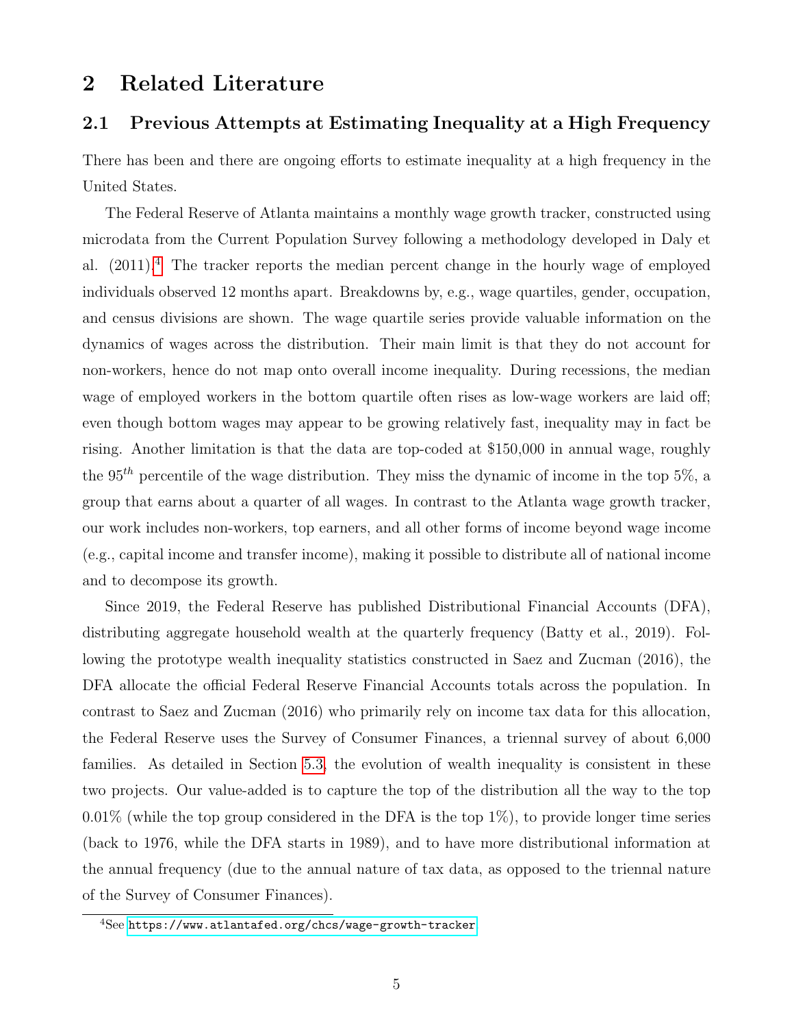## 2 Related Literature

### 2.1 Previous Attempts at Estimating Inequality at a High Frequency

There has been and there are ongoing efforts to estimate inequality at a high frequency in the United States.

The Federal Reserve of Atlanta maintains a monthly wage growth tracker, constructed using microdata from the Current Population Survey following a methodology developed in Daly et al. (2011).[4] The tracker reports the median percent change in the hourly wage of employed individuals observed 12 months apart. Breakdowns by, e.g., wage quartiles, gender, occupation, and census divisions are shown. The wage quartile series provide valuable information on the dynamics of wages across the distribution. Their main limit is that they do not account for non-workers, hence do not map onto overall income inequality. During recessions, the median wage of employed workers in the bottom quartile often rises as low-wage workers are laid off; even though bottom wages may appear to be growing relatively fast, inequality may in fact be rising. Another limitation is that the data are top-coded at \$150,000 in annual wage, roughly the $95^{th}$ percentile of the wage distribution. They miss the dynamic of income in the top 5%, a group that earns about a quarter of all wages. In contrast to the Atlanta wage growth tracker, our work includes non-workers, top earners, and all other forms of income beyond wage income (e.g., capital income and transfer income), making it possible to distribute all of national income and to decompose its growth.

Since 2019, the Federal Reserve has published Distributional Financial Accounts (DFA), distributing aggregate household wealth at the quarterly frequency (Batty et al., 2019). Following the prototype wealth inequality statistics constructed in Saez and Zucman (2016), the DFA allocate the official Federal Reserve Financial Accounts totals across the population. In contrast to Saez and Zucman (2016) who primarily rely on income tax data for this allocation, the Federal Reserve uses the Survey of Consumer Finances, a triennal survey of about 6,000 families. As detailed in Section 5.3, the evolution of wealth inequality is consistent in these two projects. Our value-added is to capture the top of the distribution all the way to the top 0.01% (while the top group considered in the DFA is the top 1%), to provide longer time series (back to 1976, while the DFA starts in 1989), and to have more distributional information at the annual frequency (due to the annual nature of tax data, as opposed to the triennal nature of the Survey of Consumer Finances).

[4] See https://www.atlantafed.org/chcs/wage-growth-tracker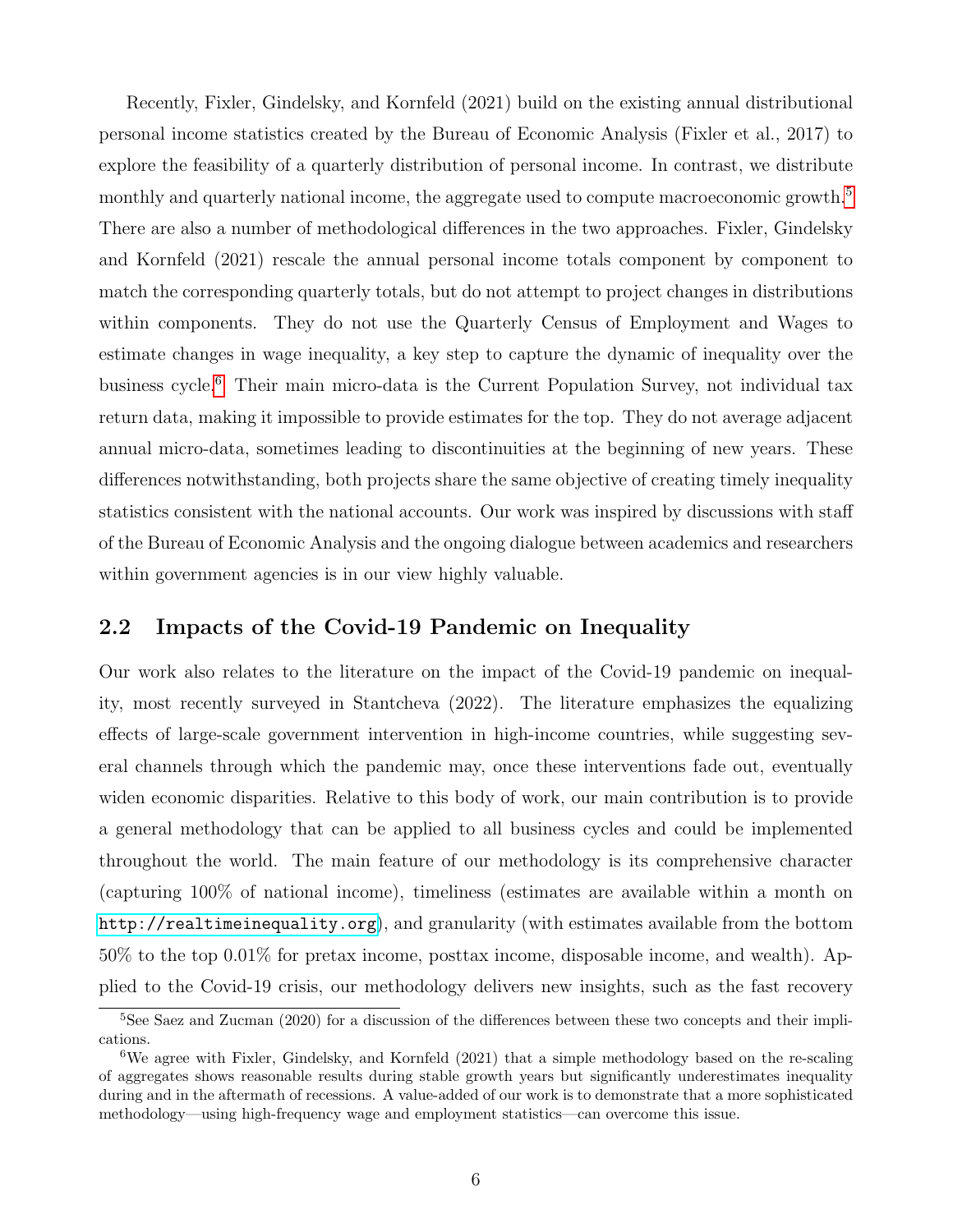Recently, Fixler, Gindelsky, and Kornfeld (2021) build on the existing annual distributional personal income statistics created by the Bureau of Economic Analysis (Fixler et al., 2017) to explore the feasibility of a quarterly distribution of personal income. In contrast, we distribute monthly and quarterly national income, the aggregate used to compute macroeconomic growth.[5] There are also a number of methodological differences in the two approaches. Fixler, Gindelsky and Kornfeld (2021) rescale the annual personal income totals component by component to match the corresponding quarterly totals, but do not attempt to project changes in distributions within components. They do not use the Quarterly Census of Employment and Wages to estimate changes in wage inequality, a key step to capture the dynamic of inequality over the business cycle.[6] Their main micro-data is the Current Population Survey, not individual tax return data, making it impossible to provide estimates for the top. They do not average adjacent annual micro-data, sometimes leading to discontinuities at the beginning of new years. These differences notwithstanding, both projects share the same objective of creating timely inequality statistics consistent with the national accounts. Our work was inspired by discussions with staff of the Bureau of Economic Analysis and the ongoing dialogue between academics and researchers within government agencies is in our view highly valuable.

## 2.2 Impacts of the Covid-19 Pandemic on Inequality

Our work also relates to the literature on the impact of the Covid-19 pandemic on inequality, most recently surveyed in Stantcheva (2022). The literature emphasizes the equalizing effects of large-scale government intervention in high-income countries, while suggesting several channels through which the pandemic may, once these interventions fade out, eventually widen economic disparities. Relative to this body of work, our main contribution is to provide a general methodology that can be applied to all business cycles and could be implemented throughout the world. The main feature of our methodology is its comprehensive character (capturing 100% of national income), timeliness (estimates are available within a month on http://realtimeinequality.org), and granularity (with estimates available from the bottom 50% to the top 0.01% for pretax income, posttax income, disposable income, and wealth). Applied to the Covid-19 crisis, our methodology delivers new insights, such as the fast recovery

---

[5] See Saez and Zucman (2020) for a discussion of the differences between these two concepts and their implications.

[6] We agree with Fixler, Gindelsky, and Kornfeld (2021) that a simple methodology based on the re-scaling of aggregates shows reasonable results during stable growth years but significantly underestimates inequality during and in the aftermath of recessions. A value-added of our work is to demonstrate that a more sophisticated methodology—using high-frequency wage and employment statistics—can overcome this issue.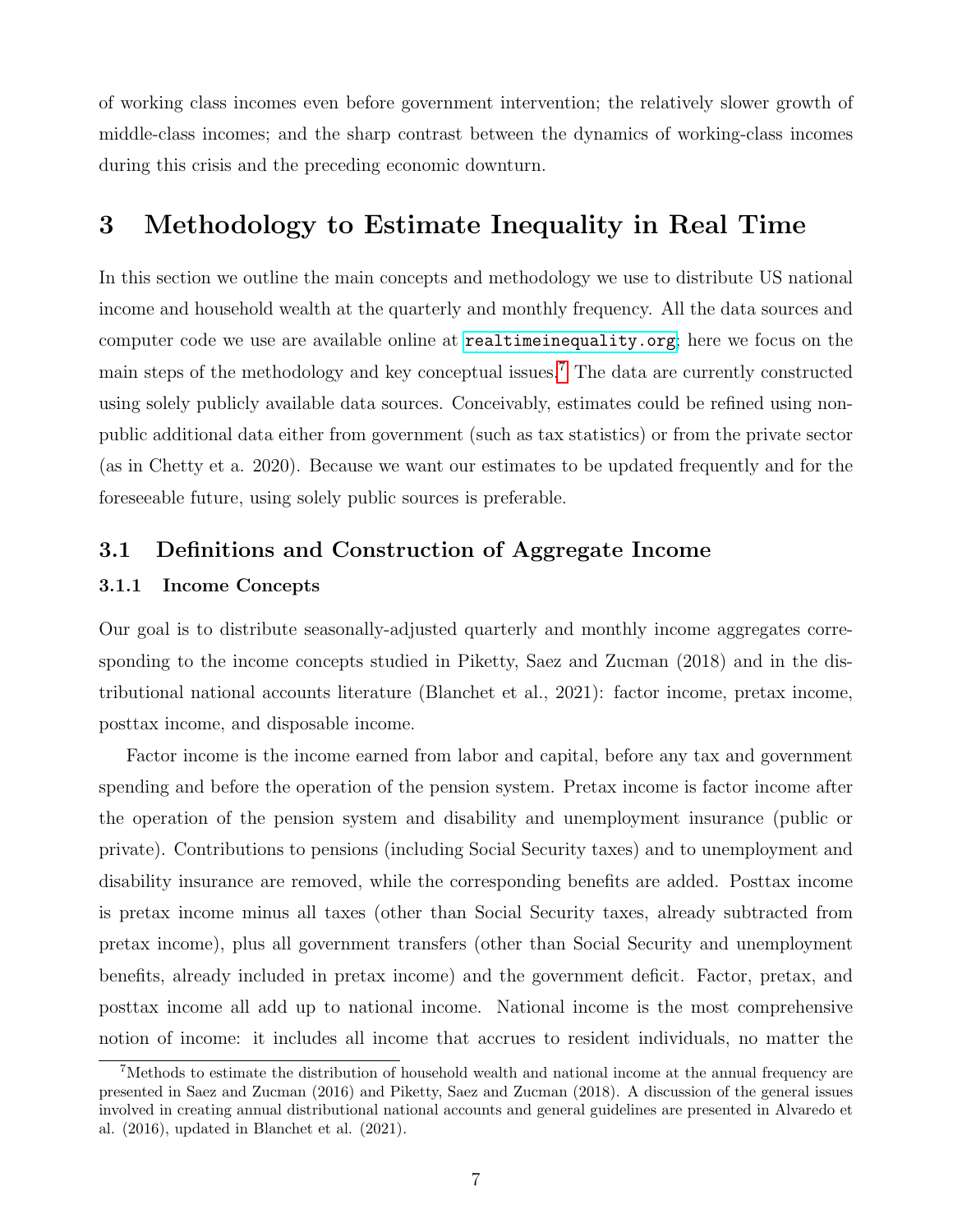of working class incomes even before government intervention; the relatively slower growth of middle-class incomes; and the sharp contrast between the dynamics of working-class incomes during this crisis and the preceding economic downturn.

# 3 Methodology to Estimate Inequality in Real Time

In this section we outline the main concepts and methodology we use to distribute US national income and household wealth at the quarterly and monthly frequency. All the data sources and computer code we use are available online at `realtimeinequality.org`; here we focus on the main steps of the methodology and key conceptual issues.[7] The data are currently constructed using solely publicly available data sources. Conceivably, estimates could be refined using non-public additional data either from government (such as tax statistics) or from the private sector (as in Chetty et a. 2020). Because we want our estimates to be updated frequently and for the foreseeable future, using solely public sources is preferable.

## 3.1 Definitions and Construction of Aggregate Income

### 3.1.1 Income Concepts

Our goal is to distribute seasonally-adjusted quarterly and monthly income aggregates corresponding to the income concepts studied in Piketty, Saez and Zucman (2018) and in the distributional national accounts literature (Blanchet et al., 2021): factor income, pretax income, posttax income, and disposable income.

Factor income is the income earned from labor and capital, before any tax and government spending and before the operation of the pension system. Pretax income is factor income after the operation of the pension system and disability and unemployment insurance (public or private). Contributions to pensions (including Social Security taxes) and to unemployment and disability insurance are removed, while the corresponding benefits are added. Posttax income is pretax income minus all taxes (other than Social Security taxes, already subtracted from pretax income), plus all government transfers (other than Social Security and unemployment benefits, already included in pretax income) and the government deficit. Factor, pretax, and posttax income all add up to national income. National income is the most comprehensive notion of income: it includes all income that accrues to resident individuals, no matter the

[7] Methods to estimate the distribution of household wealth and national income at the annual frequency are presented in Saez and Zucman (2016) and Piketty, Saez and Zucman (2018). A discussion of the general issues involved in creating annual distributional national accounts and general guidelines are presented in Alvaredo et al. (2016), updated in Blanchet et al. (2021).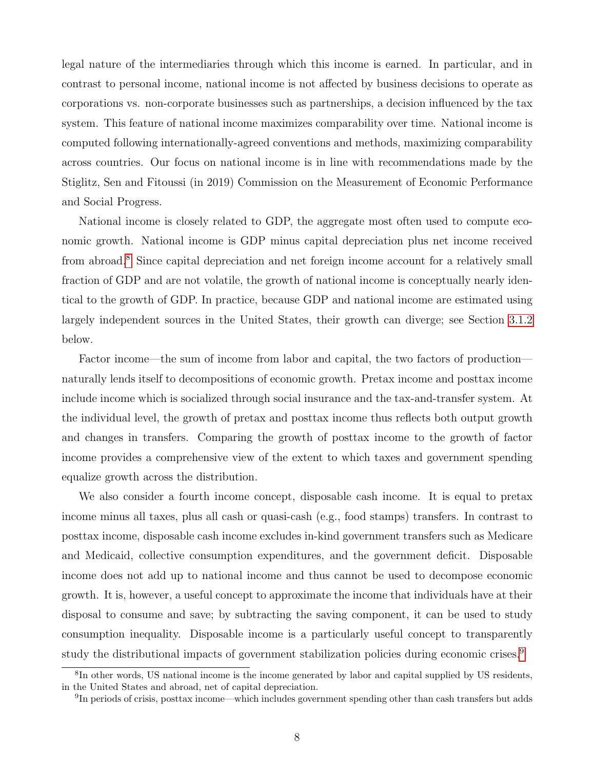legal nature of the intermediaries through which this income is earned. In particular, and in contrast to personal income, national income is not affected by business decisions to operate as corporations vs. non-corporate businesses such as partnerships, a decision influenced by the tax system. This feature of national income maximizes comparability over time. National income is computed following internationally-agreed conventions and methods, maximizing comparability across countries. Our focus on national income is in line with recommendations made by the Stiglitz, Sen and Fitoussi (in 2019) Commission on the Measurement of Economic Performance and Social Progress.

National income is closely related to GDP, the aggregate most often used to compute economic growth. National income is GDP minus capital depreciation plus net income received from abroad.[8] Since capital depreciation and net foreign income account for a relatively small fraction of GDP and are not volatile, the growth of national income is conceptually nearly identical to the growth of GDP. In practice, because GDP and national income are estimated using largely independent sources in the United States, their growth can diverge; see Section 3.1.2 below.

Factor income—the sum of income from labor and capital, the two factors of production—naturally lends itself to decompositions of economic growth. Pretax income and posttax income include income which is socialized through social insurance and the tax-and-transfer system. At the individual level, the growth of pretax and posttax income thus reflects both output growth and changes in transfers. Comparing the growth of posttax income to the growth of factor income provides a comprehensive view of the extent to which taxes and government spending equalize growth across the distribution.

We also consider a fourth income concept, disposable cash income. It is equal to pretax income minus all taxes, plus all cash or quasi-cash (e.g., food stamps) transfers. In contrast to posttax income, disposable cash income excludes in-kind government transfers such as Medicare and Medicaid, collective consumption expenditures, and the government deficit. Disposable income does not add up to national income and thus cannot be used to decompose economic growth. It is, however, a useful concept to approximate the income that individuals have at their disposal to consume and save; by subtracting the saving component, it can be used to study consumption inequality. Disposable income is a particularly useful concept to transparently study the distributional impacts of government stabilization policies during economic crises.[9]

[8] In other words, US national income is the income generated by labor and capital supplied by US residents, in the United States and abroad, net of capital depreciation.

[9] In periods of crisis, posttax income—which includes government spending other than cash transfers but adds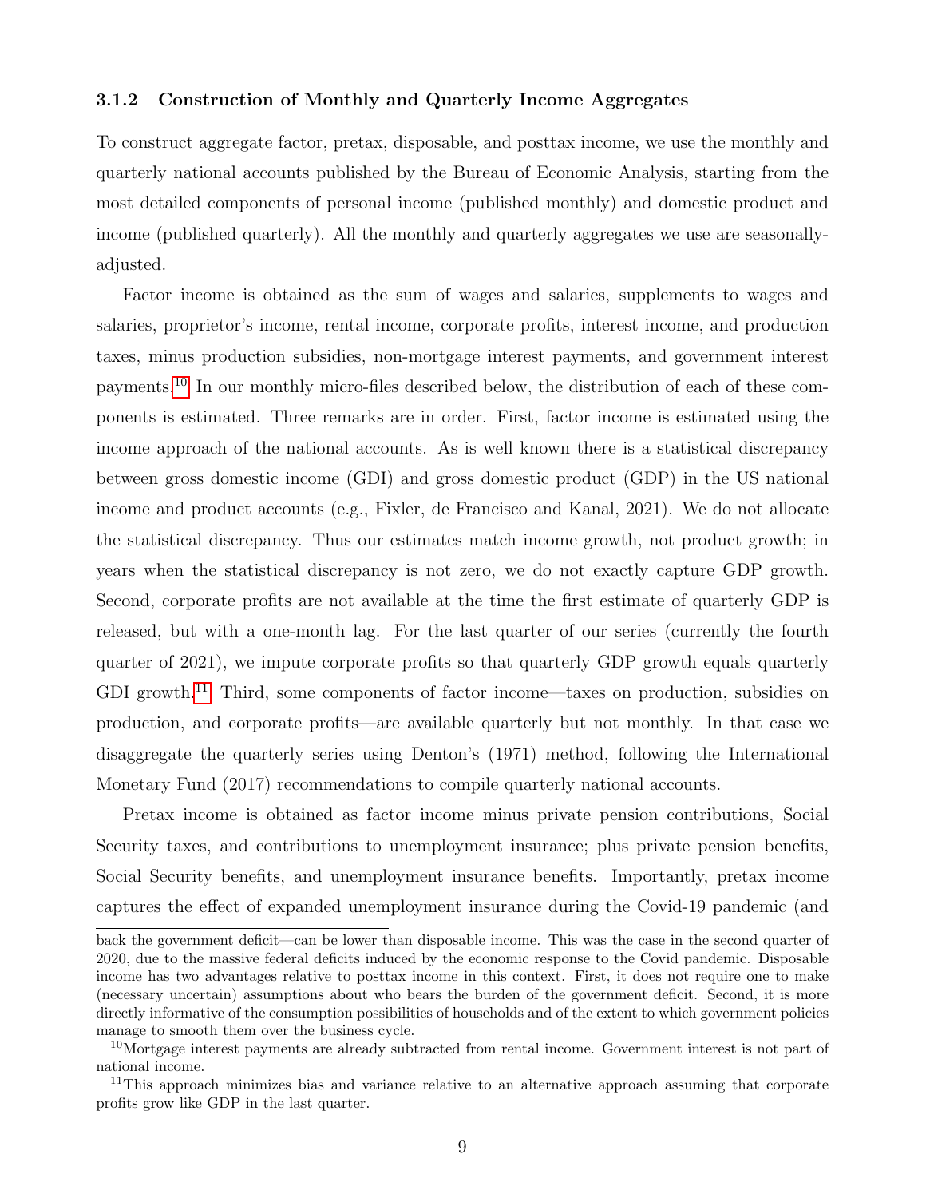### 3.1.2 Construction of Monthly and Quarterly Income Aggregates

To construct aggregate factor, pretax, disposable, and posttax income, we use the monthly and quarterly national accounts published by the Bureau of Economic Analysis, starting from the most detailed components of personal income (published monthly) and domestic product and income (published quarterly). All the monthly and quarterly aggregates we use are seasonally-adjusted.

Factor income is obtained as the sum of wages and salaries, supplements to wages and salaries, proprietor's income, rental income, corporate profits, interest income, and production taxes, minus production subsidies, non-mortgage interest payments, and government interest payments.[10] In our monthly micro-files described below, the distribution of each of these components is estimated. Three remarks are in order. First, factor income is estimated using the income approach of the national accounts. As is well known there is a statistical discrepancy between gross domestic income (GDI) and gross domestic product (GDP) in the US national income and product accounts (e.g., Fixler, de Francisco and Kanal, 2021). We do not allocate the statistical discrepancy. Thus our estimates match income growth, not product growth; in years when the statistical discrepancy is not zero, we do not exactly capture GDP growth. Second, corporate profits are not available at the time the first estimate of quarterly GDP is released, but with a one-month lag. For the last quarter of our series (currently the fourth quarter of 2021), we impute corporate profits so that quarterly GDP growth equals quarterly GDI growth.[11] Third, some components of factor income—taxes on production, subsidies on production, and corporate profits—are available quarterly but not monthly. In that case we disaggregate the quarterly series using Denton's (1971) method, following the International Monetary Fund (2017) recommendations to compile quarterly national accounts.

Pretax income is obtained as factor income minus private pension contributions, Social Security taxes, and contributions to unemployment insurance; plus private pension benefits, Social Security benefits, and unemployment insurance benefits. Importantly, pretax income captures the effect of expanded unemployment insurance during the Covid-19 pandemic (and

---

back the government deficit—can be lower than disposable income. This was the case in the second quarter of 2020, due to the massive federal deficits induced by the economic response to the Covid pandemic. Disposable income has two advantages relative to posttax income in this context. First, it does not require one to make (necessary uncertain) assumptions about who bears the burden of the government deficit. Second, it is more directly informative of the consumption possibilities of households and of the extent to which government policies manage to smooth them over the business cycle.

[10] Mortgage interest payments are already subtracted from rental income. Government interest is not part of national income.

[11] This approach minimizes bias and variance relative to an alternative approach assuming that corporate profits grow like GDP in the last quarter.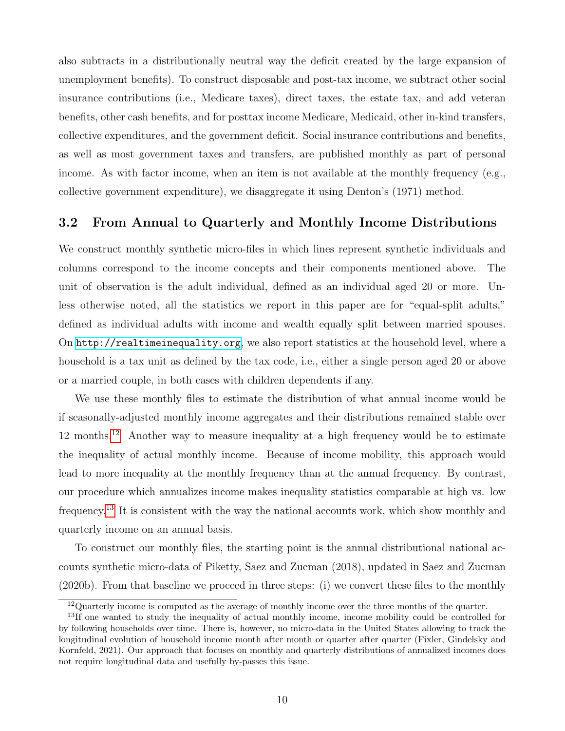also subtracts in a distributionally neutral way the deficit created by the large expansion of unemployment benefits). To construct disposable and post-tax income, we subtract other social insurance contributions (i.e., Medicare taxes), direct taxes, the estate tax, and add veteran benefits, other cash benefits, and for posttax income Medicare, Medicaid, other in-kind transfers, collective expenditures, and the government deficit. Social insurance contributions and benefits, as well as most government taxes and transfers, are published monthly as part of personal income. As with factor income, when an item is not available at the monthly frequency (e.g., collective government expenditure), we disaggregate it using Denton's (1971) method.

## 3.2 From Annual to Quarterly and Monthly Income Distributions

We construct monthly synthetic micro-files in which lines represent synthetic individuals and columns correspond to the income concepts and their components mentioned above. The unit of observation is the adult individual, defined as an individual aged 20 or more. Unless otherwise noted, all the statistics we report in this paper are for "equal-split adults," defined as individual adults with income and wealth equally split between married spouses. On http://realtimeinequality.org, we also report statistics at the household level, where a household is a tax unit as defined by the tax code, i.e., either a single person aged 20 or above or a married couple, in both cases with children dependents if any.

We use these monthly files to estimate the distribution of what annual income would be if seasonally-adjusted monthly income aggregates and their distributions remained stable over 12 months.[12] Another way to measure inequality at a high frequency would be to estimate the inequality of actual monthly income. Because of income mobility, this approach would lead to more inequality at the monthly frequency than at the annual frequency. By contrast, our procedure which annualizes income makes inequality statistics comparable at high vs. low frequency.[13] It is consistent with the way the national accounts work, which show monthly and quarterly income on an annual basis.

To construct our monthly files, the starting point is the annual distributional national accounts synthetic micro-data of Piketty, Saez and Zucman (2018), updated in Saez and Zucman (2020b). From that baseline we proceed in three steps: (i) we convert these files to the monthly

[12] Quarterly income is computed as the average of monthly income over the three months of the quarter.

[13] If one wanted to study the inequality of actual monthly income, income mobility could be controlled for by following households over time. There is, however, no micro-data in the United States allowing to track the longitudinal evolution of household income month after month or quarter after quarter (Fixler, Gindelsky and Kornfeld, 2021). Our approach that focuses on monthly and quarterly distributions of annualized incomes does not require longitudinal data and usefully by-passes this issue.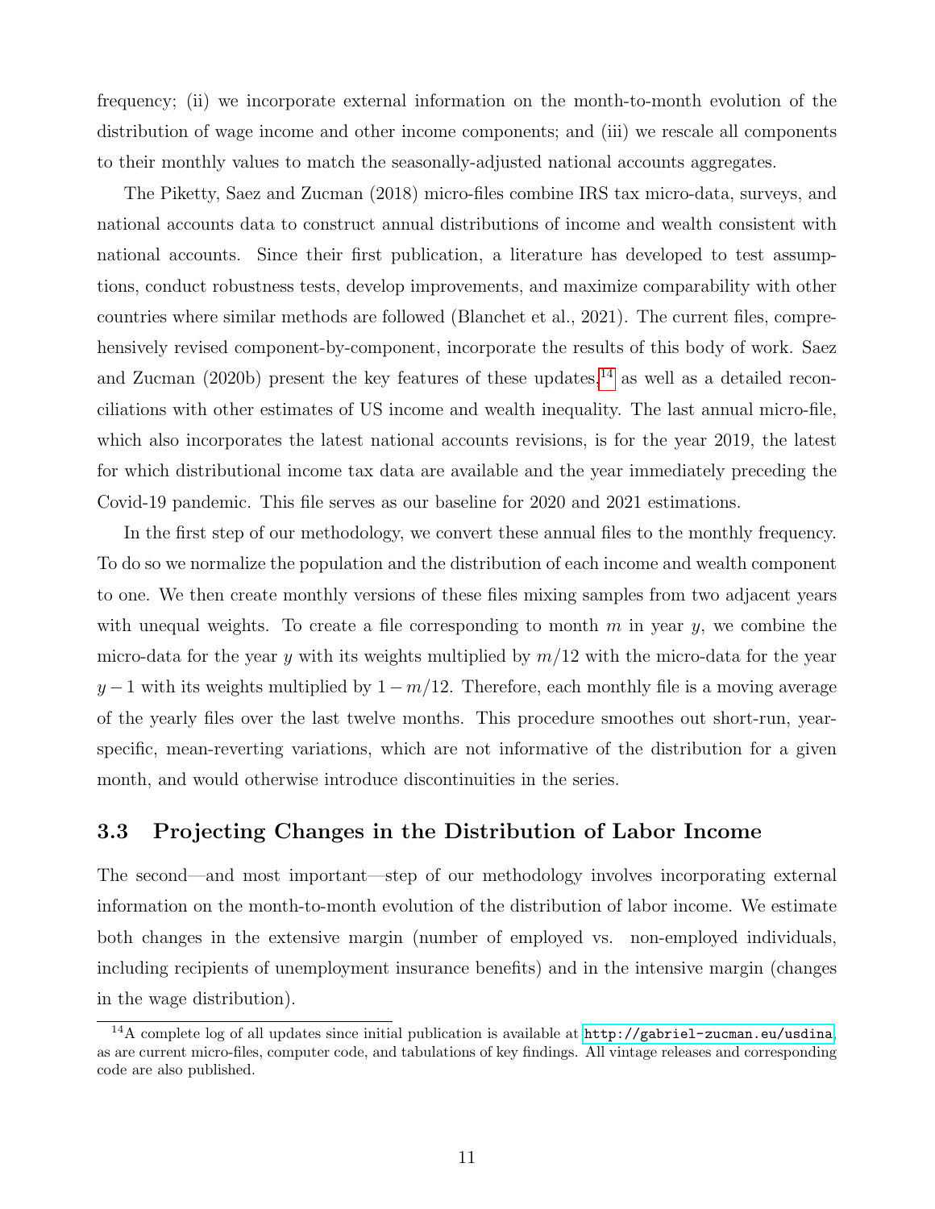frequency; (ii) we incorporate external information on the month-to-month evolution of the distribution of wage income and other income components; and (iii) we rescale all components to their monthly values to match the seasonally-adjusted national accounts aggregates.

The Piketty, Saez and Zucman (2018) micro-files combine IRS tax micro-data, surveys, and national accounts data to construct annual distributions of income and wealth consistent with national accounts. Since their first publication, a literature has developed to test assumptions, conduct robustness tests, develop improvements, and maximize comparability with other countries where similar methods are followed (Blanchet et al., 2021). The current files, comprehensively revised component-by-component, incorporate the results of this body of work. Saez and Zucman (2020b) present the key features of these updates,[14] as well as a detailed reconciliations with other estimates of US income and wealth inequality. The last annual micro-file, which also incorporates the latest national accounts revisions, is for the year 2019, the latest for which distributional income tax data are available and the year immediately preceding the Covid-19 pandemic. This file serves as our baseline for 2020 and 2021 estimations.

In the first step of our methodology, we convert these annual files to the monthly frequency. To do so we normalize the population and the distribution of each income and wealth component to one. We then create monthly versions of these files mixing samples from two adjacent years with unequal weights. To create a file corresponding to month $m$ in year $y$, we combine the micro-data for the year $y$ with its weights multiplied by $m/12$ with the micro-data for the year $y-1$ with its weights multiplied by $1-m/12$. Therefore, each monthly file is a moving average of the yearly files over the last twelve months. This procedure smoothes out short-run, year-specific, mean-reverting variations, which are not informative of the distribution for a given month, and would otherwise introduce discontinuities in the series.

## 3.3 Projecting Changes in the Distribution of Labor Income

The second—and most important—step of our methodology involves incorporating external information on the month-to-month evolution of the distribution of labor income. We estimate both changes in the extensive margin (number of employed vs. non-employed individuals, including recipients of unemployment insurance benefits) and in the intensive margin (changes in the wage distribution).

[14] A complete log of all updates since initial publication is available at http://gabriel-zucman.eu/usdina, as are current micro-files, computer code, and tabulations of key findings. All vintage releases and corresponding code are also published.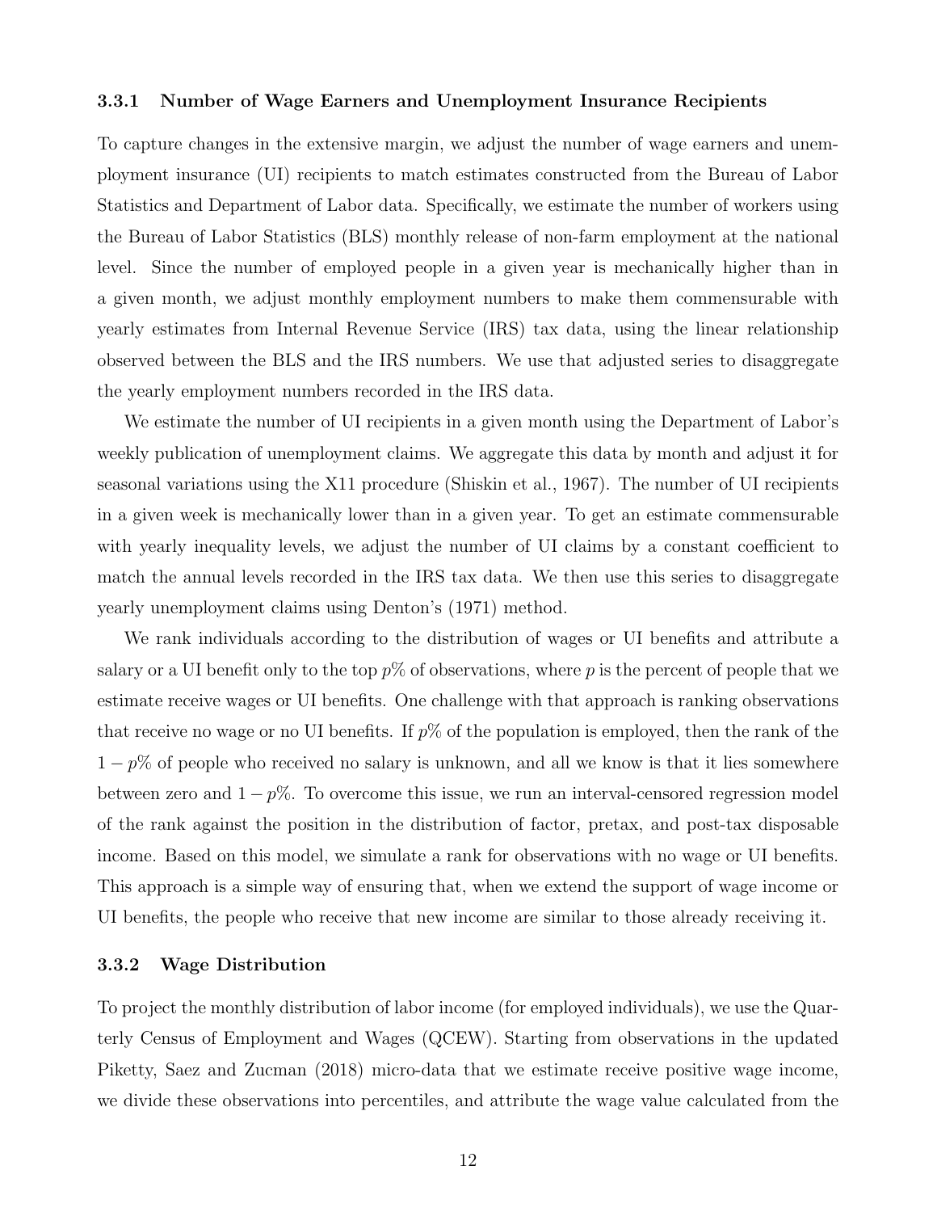### 3.3.1 Number of Wage Earners and Unemployment Insurance Recipients

To capture changes in the extensive margin, we adjust the number of wage earners and unemployment insurance (UI) recipients to match estimates constructed from the Bureau of Labor Statistics and Department of Labor data. Specifically, we estimate the number of workers using the Bureau of Labor Statistics (BLS) monthly release of non-farm employment at the national level. Since the number of employed people in a given year is mechanically higher than in a given month, we adjust monthly employment numbers to make them commensurable with yearly estimates from Internal Revenue Service (IRS) tax data, using the linear relationship observed between the BLS and the IRS numbers. We use that adjusted series to disaggregate the yearly employment numbers recorded in the IRS data.

We estimate the number of UI recipients in a given month using the Department of Labor's weekly publication of unemployment claims. We aggregate this data by month and adjust it for seasonal variations using the X11 procedure (Shiskin et al., 1967). The number of UI recipients in a given week is mechanically lower than in a given year. To get an estimate commensurable with yearly inequality levels, we adjust the number of UI claims by a constant coefficient to match the annual levels recorded in the IRS tax data. We then use this series to disaggregate yearly unemployment claims using Denton's (1971) method.

We rank individuals according to the distribution of wages or UI benefits and attribute a salary or a UI benefit only to the top $p$% of observations, where $p$ is the percent of people that we estimate receive wages or UI benefits. One challenge with that approach is ranking observations that receive no wage or no UI benefits. If $p$% of the population is employed, then the rank of the $1 - p$% of people who received no salary is unknown, and all we know is that it lies somewhere between zero and $1 - p$%. To overcome this issue, we run an interval-censored regression model of the rank against the position in the distribution of factor, pretax, and post-tax disposable income. Based on this model, we simulate a rank for observations with no wage or UI benefits. This approach is a simple way of ensuring that, when we extend the support of wage income or UI benefits, the people who receive that new income are similar to those already receiving it.

### 3.3.2 Wage Distribution

To project the monthly distribution of labor income (for employed individuals), we use the Quarterly Census of Employment and Wages (QCEW). Starting from observations in the updated Piketty, Saez and Zucman (2018) micro-data that we estimate receive positive wage income, we divide these observations into percentiles, and attribute the wage value calculated from the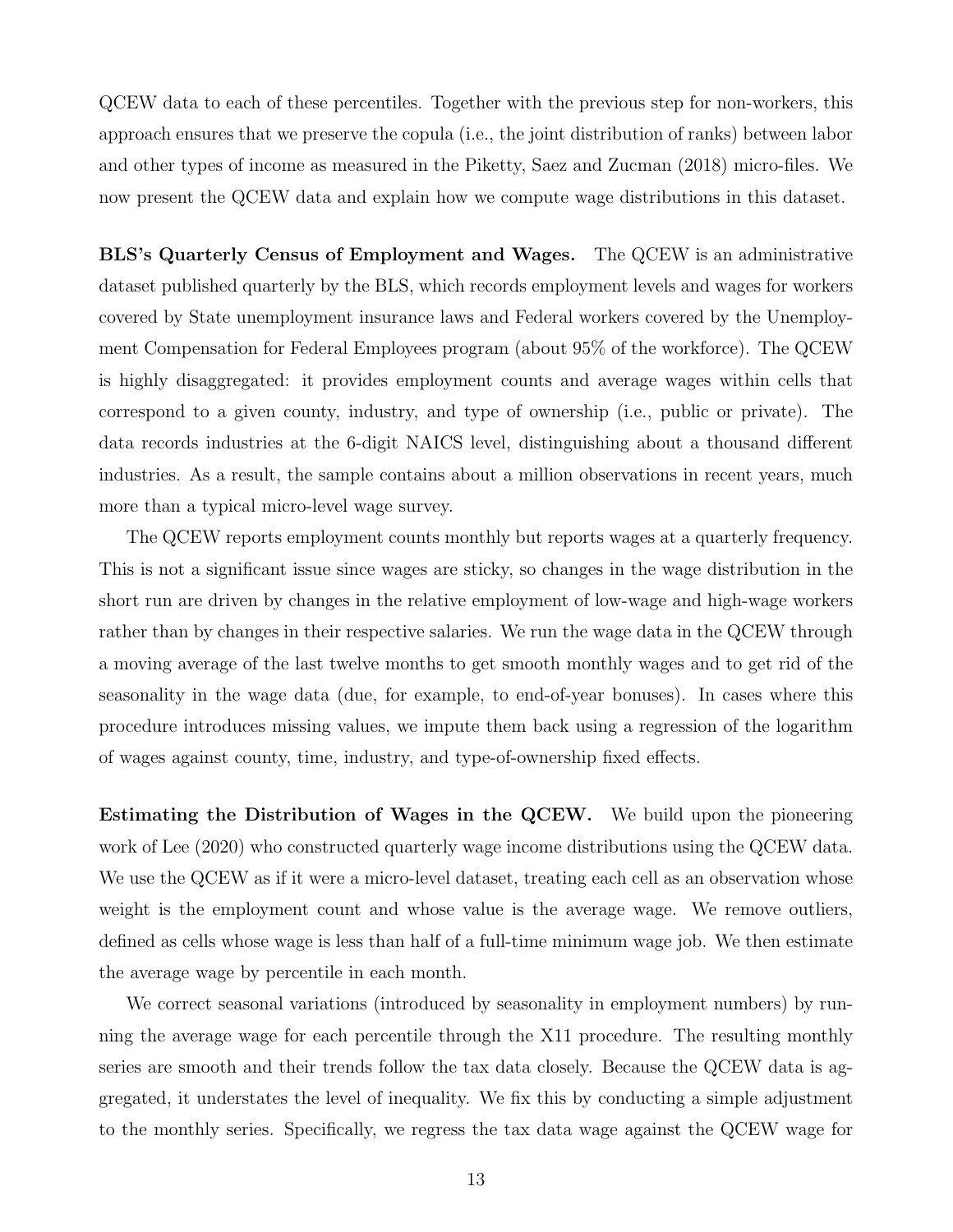QCEW data to each of these percentiles. Together with the previous step for non-workers, this approach ensures that we preserve the copula (i.e., the joint distribution of ranks) between labor and other types of income as measured in the Piketty, Saez and Zucman (2018) micro-files. We now present the QCEW data and explain how we compute wage distributions in this dataset.

**BLS's Quarterly Census of Employment and Wages.** The QCEW is an administrative dataset published quarterly by the BLS, which records employment levels and wages for workers covered by State unemployment insurance laws and Federal workers covered by the Unemployment Compensation for Federal Employees program (about 95% of the workforce). The QCEW is highly disaggregated: it provides employment counts and average wages within cells that correspond to a given county, industry, and type of ownership (i.e., public or private). The data records industries at the 6-digit NAICS level, distinguishing about a thousand different industries. As a result, the sample contains about a million observations in recent years, much more than a typical micro-level wage survey.

The QCEW reports employment counts monthly but reports wages at a quarterly frequency. This is not a significant issue since wages are sticky, so changes in the wage distribution in the short run are driven by changes in the relative employment of low-wage and high-wage workers rather than by changes in their respective salaries. We run the wage data in the QCEW through a moving average of the last twelve months to get smooth monthly wages and to get rid of the seasonality in the wage data (due, for example, to end-of-year bonuses). In cases where this procedure introduces missing values, we impute them back using a regression of the logarithm of wages against county, time, industry, and type-of-ownership fixed effects.

**Estimating the Distribution of Wages in the QCEW.** We build upon the pioneering work of Lee (2020) who constructed quarterly wage income distributions using the QCEW data. We use the QCEW as if it were a micro-level dataset, treating each cell as an observation whose weight is the employment count and whose value is the average wage. We remove outliers, defined as cells whose wage is less than half of a full-time minimum wage job. We then estimate the average wage by percentile in each month.

We correct seasonal variations (introduced by seasonality in employment numbers) by running the average wage for each percentile through the X11 procedure. The resulting monthly series are smooth and their trends follow the tax data closely. Because the QCEW data is aggregated, it understates the level of inequality. We fix this by conducting a simple adjustment to the monthly series. Specifically, we regress the tax data wage against the QCEW wage for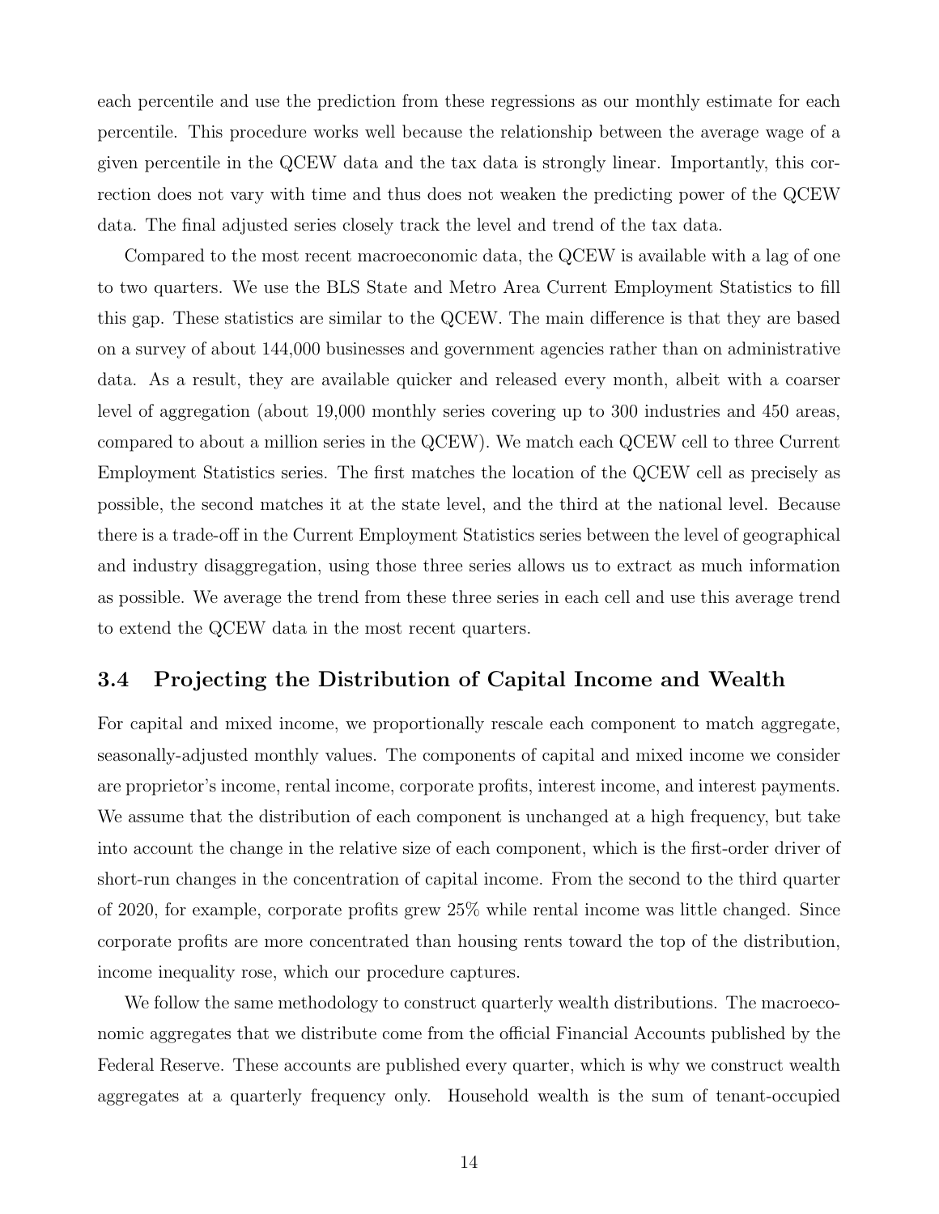each percentile and use the prediction from these regressions as our monthly estimate for each percentile. This procedure works well because the relationship between the average wage of a given percentile in the QCEW data and the tax data is strongly linear. Importantly, this correction does not vary with time and thus does not weaken the predicting power of the QCEW data. The final adjusted series closely track the level and trend of the tax data.

Compared to the most recent macroeconomic data, the QCEW is available with a lag of one to two quarters. We use the BLS State and Metro Area Current Employment Statistics to fill this gap. These statistics are similar to the QCEW. The main difference is that they are based on a survey of about 144,000 businesses and government agencies rather than on administrative data. As a result, they are available quicker and released every month, albeit with a coarser level of aggregation (about 19,000 monthly series covering up to 300 industries and 450 areas, compared to about a million series in the QCEW). We match each QCEW cell to three Current Employment Statistics series. The first matches the location of the QCEW cell as precisely as possible, the second matches it at the state level, and the third at the national level. Because there is a trade-off in the Current Employment Statistics series between the level of geographical and industry disaggregation, using those three series allows us to extract as much information as possible. We average the trend from these three series in each cell and use this average trend to extend the QCEW data in the most recent quarters.

### 3.4 Projecting the Distribution of Capital Income and Wealth

For capital and mixed income, we proportionally rescale each component to match aggregate, seasonally-adjusted monthly values. The components of capital and mixed income we consider are proprietor's income, rental income, corporate profits, interest income, and interest payments. We assume that the distribution of each component is unchanged at a high frequency, but take into account the change in the relative size of each component, which is the first-order driver of short-run changes in the concentration of capital income. From the second to the third quarter of 2020, for example, corporate profits grew 25% while rental income was little changed. Since corporate profits are more concentrated than housing rents toward the top of the distribution, income inequality rose, which our procedure captures.

We follow the same methodology to construct quarterly wealth distributions. The macroeconomic aggregates that we distribute come from the official Financial Accounts published by the Federal Reserve. These accounts are published every quarter, which is why we construct wealth aggregates at a quarterly frequency only. Household wealth is the sum of tenant-occupied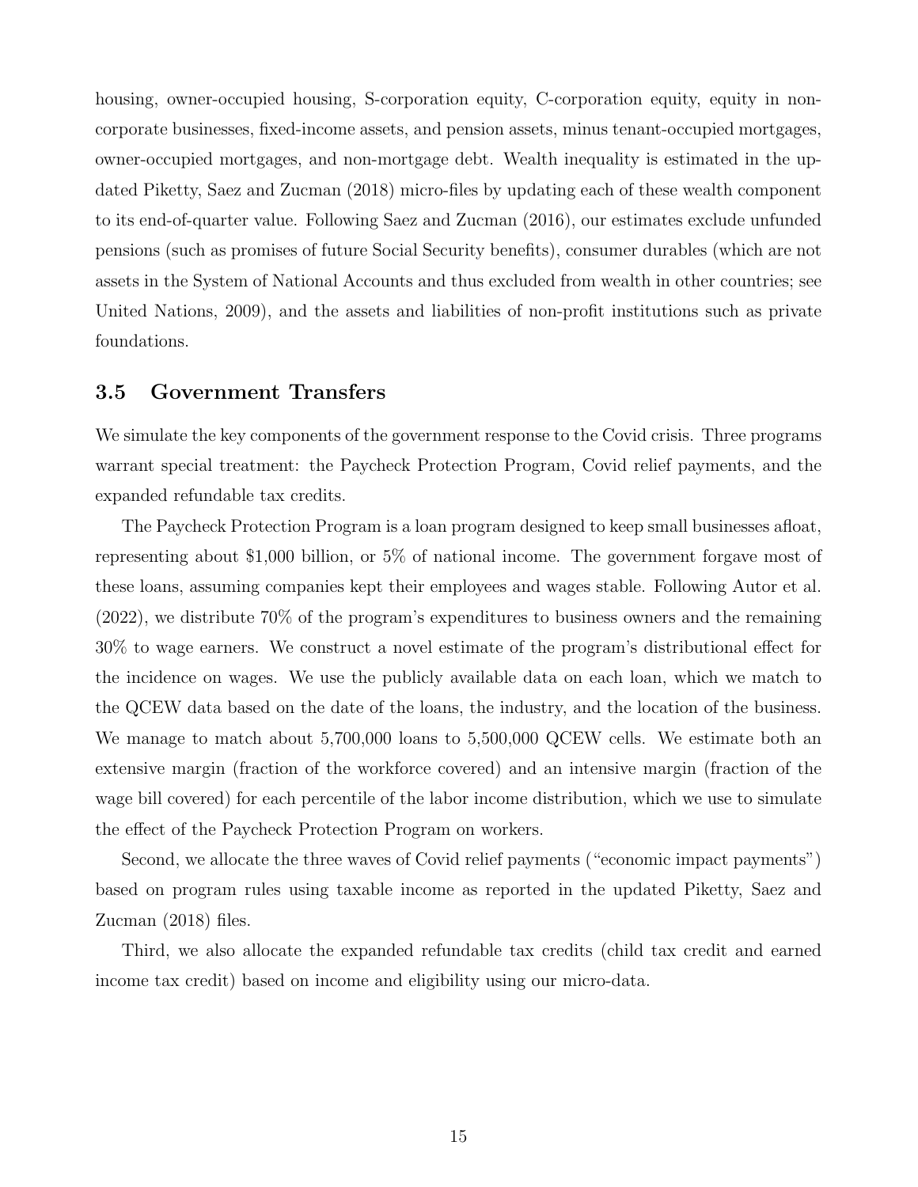housing, owner-occupied housing, S-corporation equity, C-corporation equity, equity in non-corporate businesses, fixed-income assets, and pension assets, minus tenant-occupied mortgages, owner-occupied mortgages, and non-mortgage debt. Wealth inequality is estimated in the updated Piketty, Saez and Zucman (2018) micro-files by updating each of these wealth component to its end-of-quarter value. Following Saez and Zucman (2016), our estimates exclude unfunded pensions (such as promises of future Social Security benefits), consumer durables (which are not assets in the System of National Accounts and thus excluded from wealth in other countries; see United Nations, 2009), and the assets and liabilities of non-profit institutions such as private foundations.

### 3.5 Government Transfers

We simulate the key components of the government response to the Covid crisis. Three programs warrant special treatment: the Paycheck Protection Program, Covid relief payments, and the expanded refundable tax credits.

The Paycheck Protection Program is a loan program designed to keep small businesses afloat, representing about $1,000 billion, or 5% of national income. The government forgave most of these loans, assuming companies kept their employees and wages stable. Following Autor et al. (2022), we distribute 70% of the program's expenditures to business owners and the remaining 30% to wage earners. We construct a novel estimate of the program's distributional effect for the incidence on wages. We use the publicly available data on each loan, which we match to the QCEW data based on the date of the loans, the industry, and the location of the business. We manage to match about 5,700,000 loans to 5,500,000 QCEW cells. We estimate both an extensive margin (fraction of the workforce covered) and an intensive margin (fraction of the wage bill covered) for each percentile of the labor income distribution, which we use to simulate the effect of the Paycheck Protection Program on workers.

Second, we allocate the three waves of Covid relief payments ("economic impact payments") based on program rules using taxable income as reported in the updated Piketty, Saez and Zucman (2018) files.

Third, we also allocate the expanded refundable tax credits (child tax credit and earned income tax credit) based on income and eligibility using our micro-data.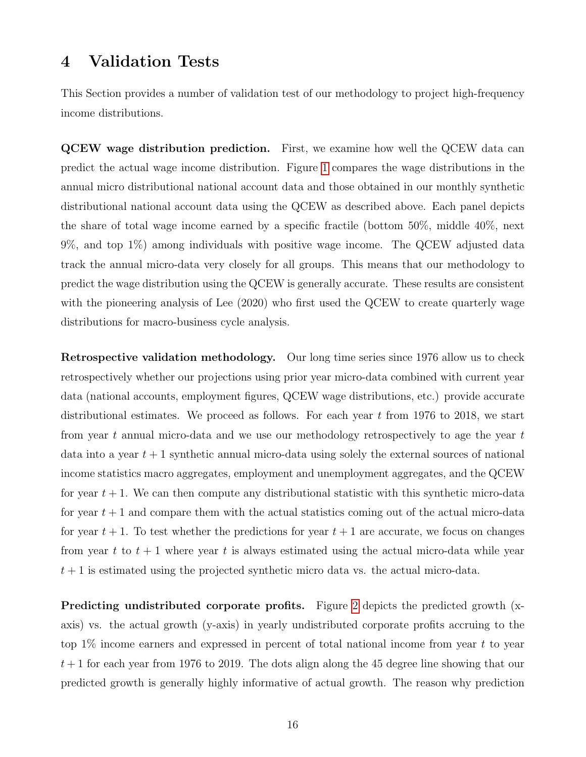# 4 Validation Tests

This Section provides a number of validation test of our methodology to project high-frequency income distributions.

**QCEW wage distribution prediction.** First, we examine how well the QCEW data can predict the actual wage income distribution. Figure 1 compares the wage distributions in the annual micro distributional national account data and those obtained in our monthly synthetic distributional national account data using the QCEW as described above. Each panel depicts the share of total wage income earned by a specific fractile (bottom 50%, middle 40%, next 9%, and top 1%) among individuals with positive wage income. The QCEW adjusted data track the annual micro-data very closely for all groups. This means that our methodology to predict the wage distribution using the QCEW is generally accurate. These results are consistent with the pioneering analysis of Lee (2020) who first used the QCEW to create quarterly wage distributions for macro-business cycle analysis.

**Retrospective validation methodology.** Our long time series since 1976 allow us to check retrospectively whether our projections using prior year micro-data combined with current year data (national accounts, employment figures, QCEW wage distributions, etc.) provide accurate distributional estimates. We proceed as follows. For each year $t$ from 1976 to 2018, we start from year $t$ annual micro-data and we use our methodology retrospectively to age the year $t$ data into a year $t+1$ synthetic annual micro-data using solely the external sources of national income statistics macro aggregates, employment and unemployment aggregates, and the QCEW for year $t+1$. We can then compute any distributional statistic with this synthetic micro-data for year $t+1$ and compare them with the actual statistics coming out of the actual micro-data for year $t+1$. To test whether the predictions for year $t+1$ are accurate, we focus on changes from year $t$ to $t+1$ where year $t$ is always estimated using the actual micro-data while year $t+1$ is estimated using the projected synthetic micro data vs. the actual micro-data.

**Predicting undistributed corporate profits.** Figure 2 depicts the predicted growth (x-axis) vs. the actual growth (y-axis) in yearly undistributed corporate profits accruing to the top 1% income earners and expressed in percent of total national income from year $t$ to year $t+1$ for each year from 1976 to 2019. The dots align along the 45 degree line showing that our predicted growth is generally highly informative of actual growth. The reason why prediction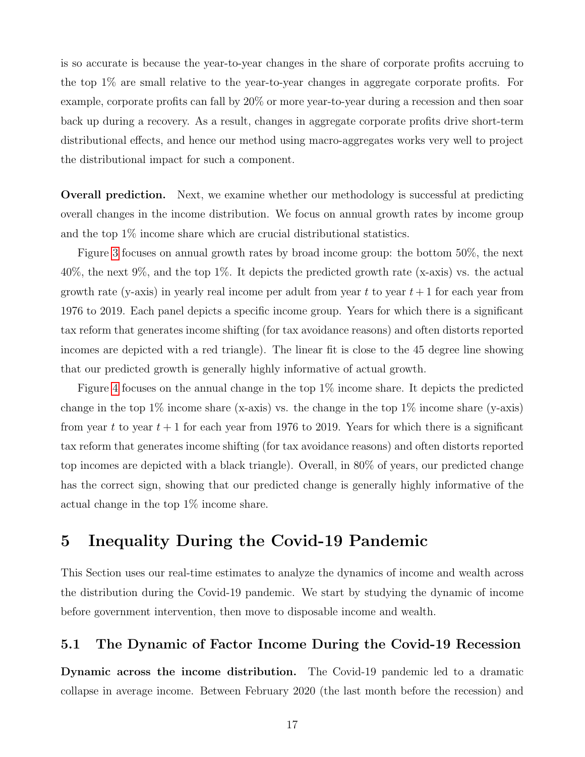is so accurate is because the year-to-year changes in the share of corporate profits accruing to the top 1% are small relative to the year-to-year changes in aggregate corporate profits. For example, corporate profits can fall by 20% or more year-to-year during a recession and then soar back up during a recovery. As a result, changes in aggregate corporate profits drive short-term distributional effects, and hence our method using macro-aggregates works very well to project the distributional impact for such a component.

**Overall prediction.** Next, we examine whether our methodology is successful at predicting overall changes in the income distribution. We focus on annual growth rates by income group and the top 1% income share which are crucial distributional statistics.

Figure 3 focuses on annual growth rates by broad income group: the bottom 50%, the next 40%, the next 9%, and the top 1%. It depicts the predicted growth rate (x-axis) vs. the actual growth rate (y-axis) in yearly real income per adult from year $t$ to year $t+1$ for each year from 1976 to 2019. Each panel depicts a specific income group. Years for which there is a significant tax reform that generates income shifting (for tax avoidance reasons) and often distorts reported incomes are depicted with a red triangle). The linear fit is close to the 45 degree line showing that our predicted growth is generally highly informative of actual growth.

Figure 4 focuses on the annual change in the top 1% income share. It depicts the predicted change in the top 1% income share (x-axis) vs. the change in the top 1% income share (y-axis) from year $t$ to year $t+1$ for each year from 1976 to 2019. Years for which there is a significant tax reform that generates income shifting (for tax avoidance reasons) and often distorts reported top incomes are depicted with a black triangle). Overall, in 80% of years, our predicted change has the correct sign, showing that our predicted change is generally highly informative of the actual change in the top 1% income share.

# 5 Inequality During the Covid-19 Pandemic

This Section uses our real-time estimates to analyze the dynamics of income and wealth across the distribution during the Covid-19 pandemic. We start by studying the dynamic of income before government intervention, then move to disposable income and wealth.

## 5.1 The Dynamic of Factor Income During the Covid-19 Recession

**Dynamic across the income distribution.** The Covid-19 pandemic led to a dramatic collapse in average income. Between February 2020 (the last month before the recession) and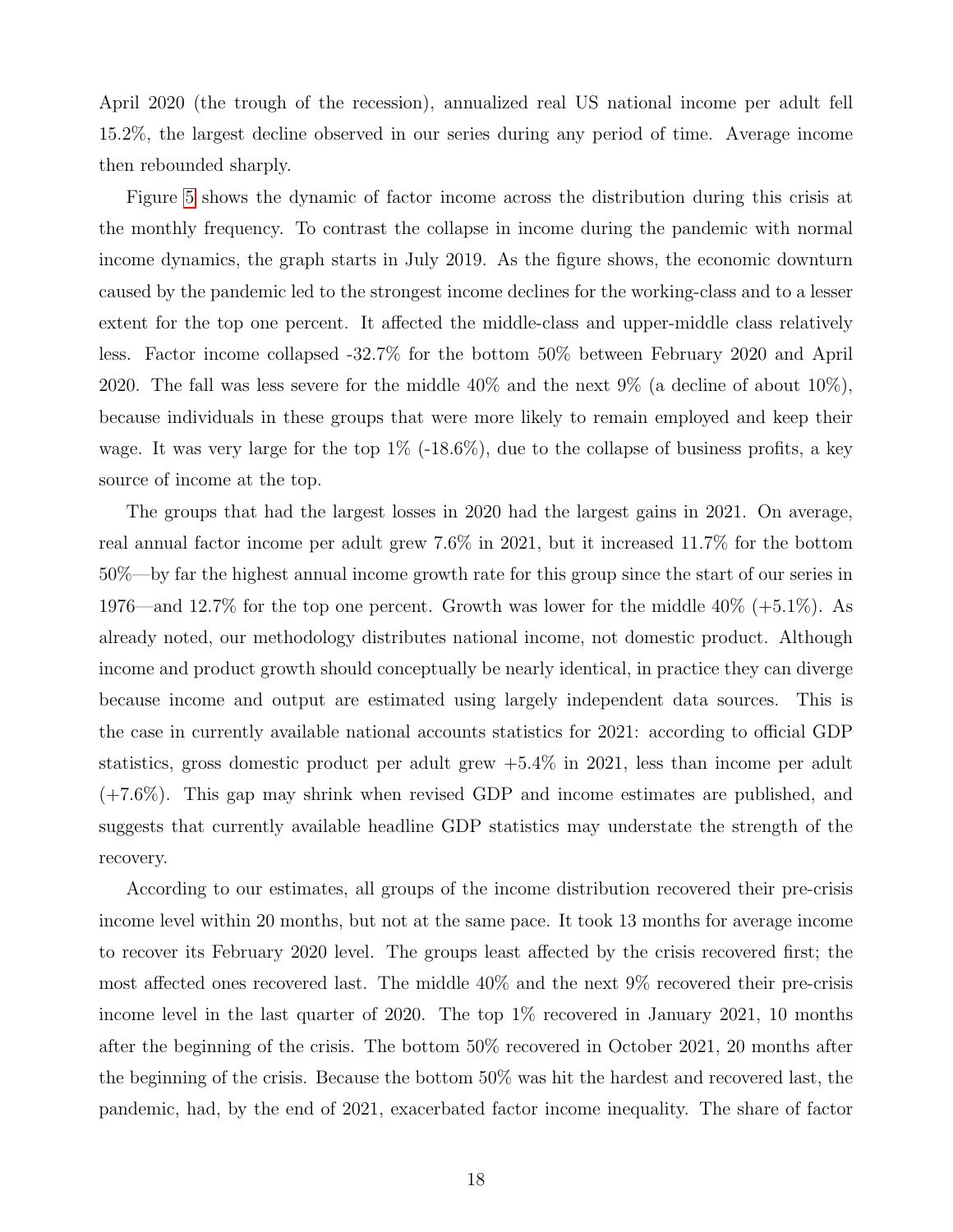April 2020 (the trough of the recession), annualized real US national income per adult fell 15.2%, the largest decline observed in our series during any period of time. Average income then rebounded sharply.

Figure 5 shows the dynamic of factor income across the distribution during this crisis at the monthly frequency. To contrast the collapse in income during the pandemic with normal income dynamics, the graph starts in July 2019. As the figure shows, the economic downturn caused by the pandemic led to the strongest income declines for the working-class and to a lesser extent for the top one percent. It affected the middle-class and upper-middle class relatively less. Factor income collapsed -32.7% for the bottom 50% between February 2020 and April 2020. The fall was less severe for the middle 40% and the next 9% (a decline of about 10%), because individuals in these groups that were more likely to remain employed and keep their wage. It was very large for the top 1% (-18.6%), due to the collapse of business profits, a key source of income at the top.

The groups that had the largest losses in 2020 had the largest gains in 2021. On average, real annual factor income per adult grew 7.6% in 2021, but it increased 11.7% for the bottom 50%—by far the highest annual income growth rate for this group since the start of our series in 1976—and 12.7% for the top one percent. Growth was lower for the middle 40% (+5.1%). As already noted, our methodology distributes national income, not domestic product. Although income and product growth should conceptually be nearly identical, in practice they can diverge because income and output are estimated using largely independent data sources. This is the case in currently available national accounts statistics for 2021: according to official GDP statistics, gross domestic product per adult grew +5.4% in 2021, less than income per adult (+7.6%). This gap may shrink when revised GDP and income estimates are published, and suggests that currently available headline GDP statistics may understate the strength of the recovery.

According to our estimates, all groups of the income distribution recovered their pre-crisis income level within 20 months, but not at the same pace. It took 13 months for average income to recover its February 2020 level. The groups least affected by the crisis recovered first; the most affected ones recovered last. The middle 40% and the next 9% recovered their pre-crisis income level in the last quarter of 2020. The top 1% recovered in January 2021, 10 months after the beginning of the crisis. The bottom 50% recovered in October 2021, 20 months after the beginning of the crisis. Because the bottom 50% was hit the hardest and recovered last, the pandemic, had, by the end of 2021, exacerbated factor income inequality. The share of factor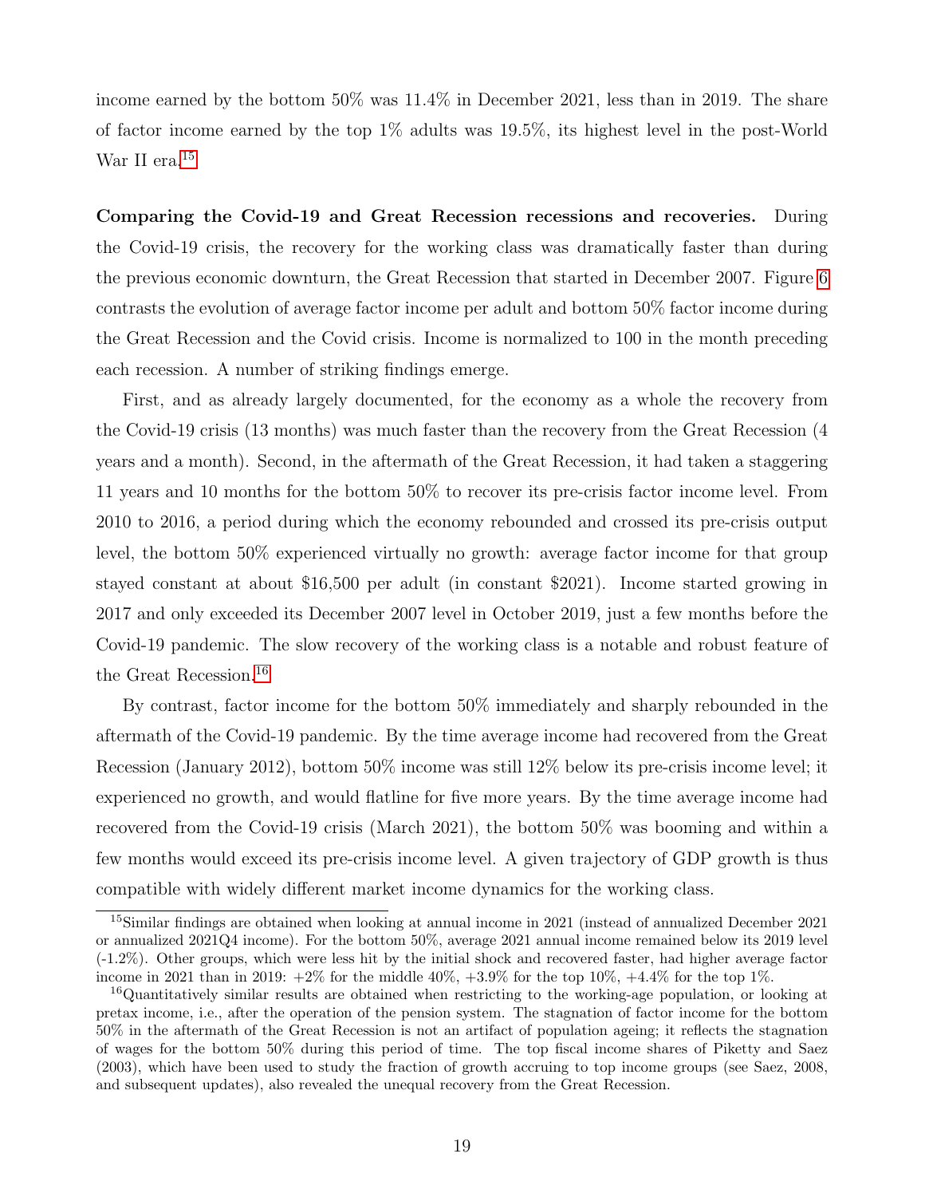income earned by the bottom 50% was 11.4% in December 2021, less than in 2019. The share of factor income earned by the top 1% adults was 19.5%, its highest level in the post-World War II era.[15]

**Comparing the Covid-19 and Great Recession recessions and recoveries.** During the Covid-19 crisis, the recovery for the working class was dramatically faster than during the previous economic downturn, the Great Recession that started in December 2007. Figure 6 contrasts the evolution of average factor income per adult and bottom 50% factor income during the Great Recession and the Covid crisis. Income is normalized to 100 in the month preceding each recession. A number of striking findings emerge.

First, and as already largely documented, for the economy as a whole the recovery from the Covid-19 crisis (13 months) was much faster than the recovery from the Great Recession (4 years and a month). Second, in the aftermath of the Great Recession, it had taken a staggering 11 years and 10 months for the bottom 50% to recover its pre-crisis factor income level. From 2010 to 2016, a period during which the economy rebounded and crossed its pre-crisis output level, the bottom 50% experienced virtually no growth: average factor income for that group stayed constant at about $16,500 per adult (in constant $2021). Income started growing in 2017 and only exceeded its December 2007 level in October 2019, just a few months before the Covid-19 pandemic. The slow recovery of the working class is a notable and robust feature of the Great Recession.[16]

By contrast, factor income for the bottom 50% immediately and sharply rebounded in the aftermath of the Covid-19 pandemic. By the time average income had recovered from the Great Recession (January 2012), bottom 50% income was still 12% below its pre-crisis income level; it experienced no growth, and would flatline for five more years. By the time average income had recovered from the Covid-19 crisis (March 2021), the bottom 50% was booming and within a few months would exceed its pre-crisis income level. A given trajectory of GDP growth is thus compatible with widely different market income dynamics for the working class.

[15] Similar findings are obtained when looking at annual income in 2021 (instead of annualized December 2021 or annualized 2021Q4 income). For the bottom 50%, average 2021 annual income remained below its 2019 level (-1.2%). Other groups, which were less hit by the initial shock and recovered faster, had higher average factor income in 2021 than in 2019: +2% for the middle 40%, +3.9% for the top 10%, +4.4% for the top 1%.

[16] Quantitatively similar results are obtained when restricting to the working-age population, or looking at pretax income, i.e., after the operation of the pension system. The stagnation of factor income for the bottom 50% in the aftermath of the Great Recession is not an artifact of population ageing; it reflects the stagnation of wages for the bottom 50% during this period of time. The top fiscal income shares of Piketty and Saez (2003), which have been used to study the fraction of growth accruing to top income groups (see Saez, 2008, and subsequent updates), also revealed the unequal recovery from the Great Recession.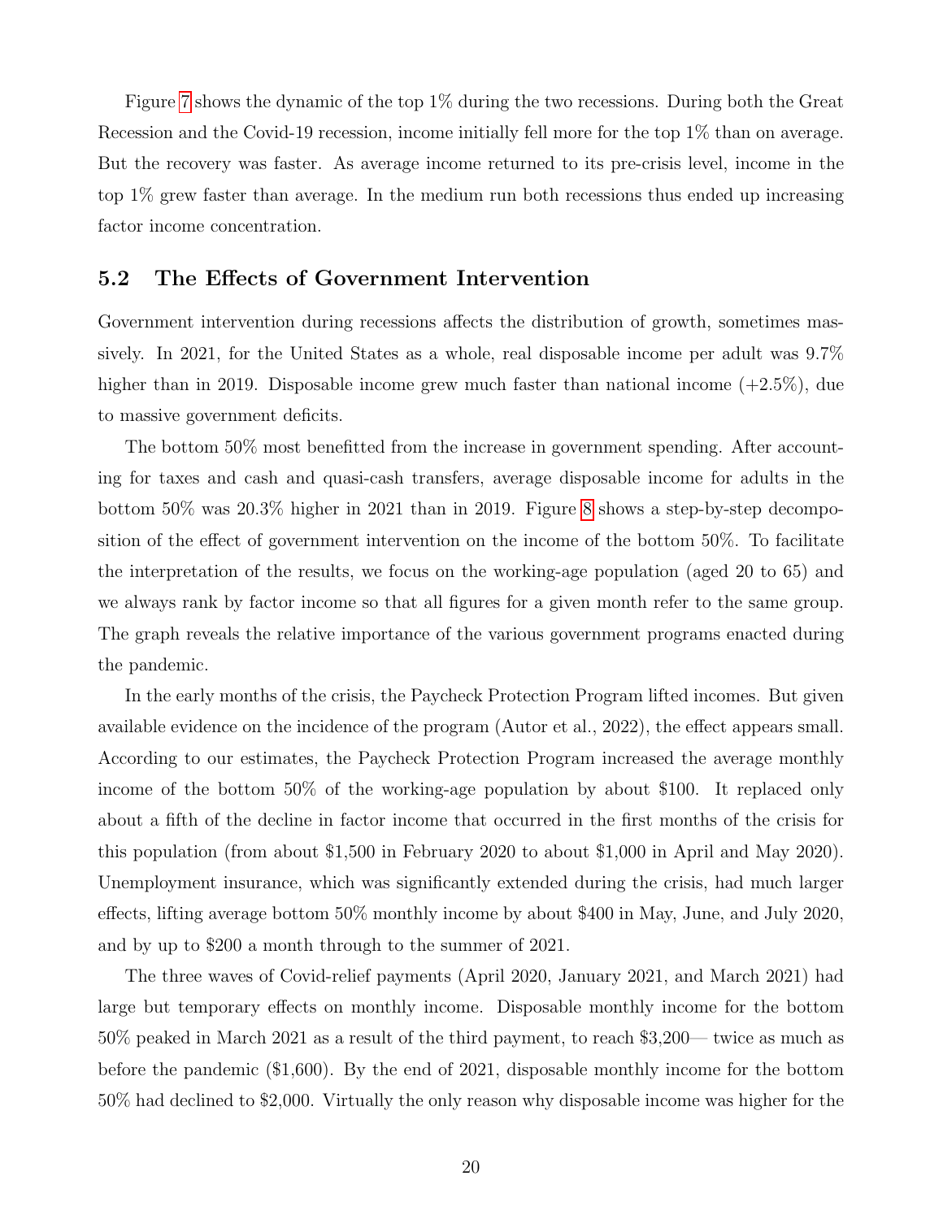Figure 7 shows the dynamic of the top 1% during the two recessions. During both the Great Recession and the Covid-19 recession, income initially fell more for the top 1% than on average. But the recovery was faster. As average income returned to its pre-crisis level, income in the top 1% grew faster than average. In the medium run both recessions thus ended up increasing factor income concentration.

## 5.2 The Effects of Government Intervention

Government intervention during recessions affects the distribution of growth, sometimes massively. In 2021, for the United States as a whole, real disposable income per adult was 9.7% higher than in 2019. Disposable income grew much faster than national income (+2.5%), due to massive government deficits.

The bottom 50% most benefitted from the increase in government spending. After accounting for taxes and cash and quasi-cash transfers, average disposable income for adults in the bottom 50% was 20.3% higher in 2021 than in 2019. Figure 8 shows a step-by-step decomposition of the effect of government intervention on the income of the bottom 50%. To facilitate the interpretation of the results, we focus on the working-age population (aged 20 to 65) and we always rank by factor income so that all figures for a given month refer to the same group. The graph reveals the relative importance of the various government programs enacted during the pandemic.

In the early months of the crisis, the Paycheck Protection Program lifted incomes. But given available evidence on the incidence of the program (Autor et al., 2022), the effect appears small. According to our estimates, the Paycheck Protection Program increased the average monthly income of the bottom 50% of the working-age population by about $100. It replaced only about a fifth of the decline in factor income that occurred in the first months of the crisis for this population (from about $1,500 in February 2020 to about $1,000 in April and May 2020). Unemployment insurance, which was significantly extended during the crisis, had much larger effects, lifting average bottom 50% monthly income by about $400 in May, June, and July 2020, and by up to $200 a month through to the summer of 2021.

The three waves of Covid-relief payments (April 2020, January 2021, and March 2021) had large but temporary effects on monthly income. Disposable monthly income for the bottom 50% peaked in March 2021 as a result of the third payment, to reach $3,200— twice as much as before the pandemic ($1,600). By the end of 2021, disposable monthly income for the bottom 50% had declined to $2,000. Virtually the only reason why disposable income was higher for the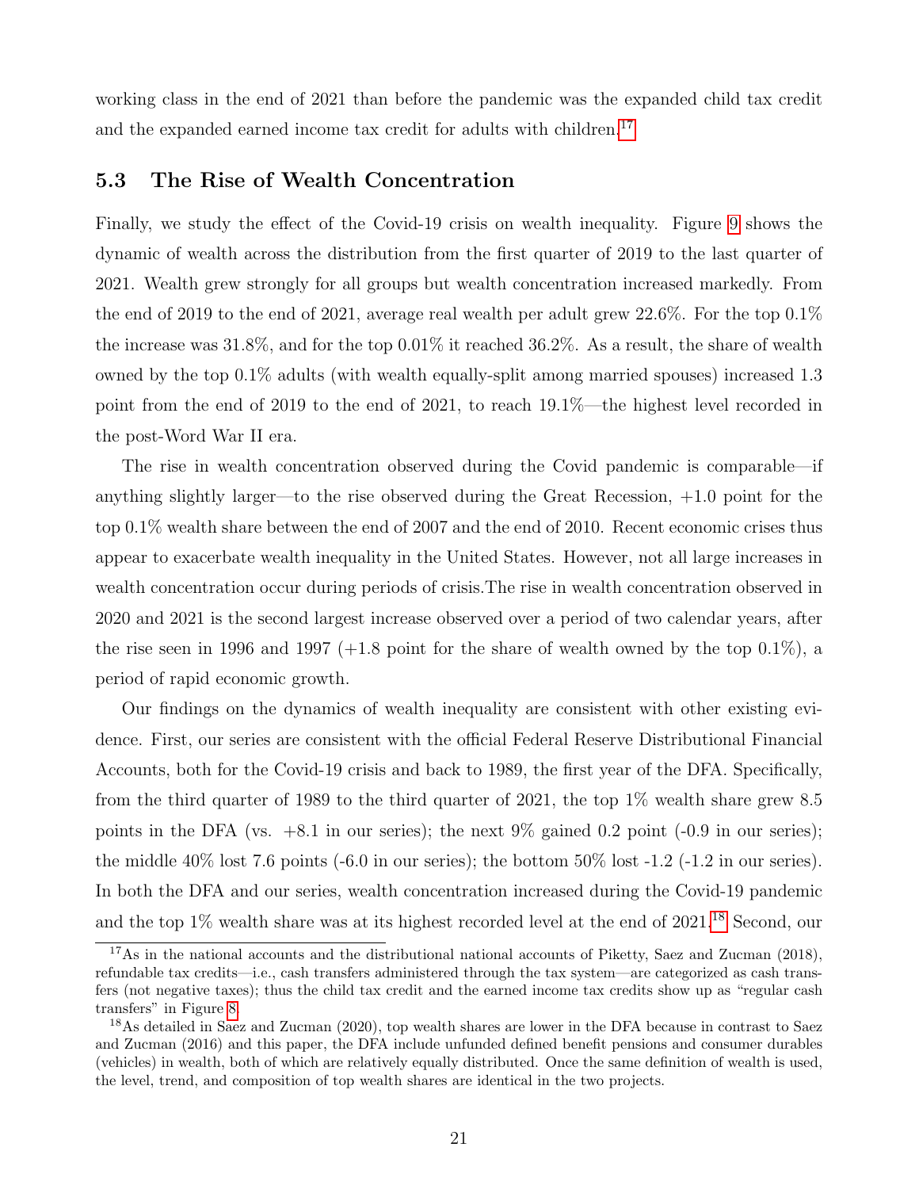working class in the end of 2021 than before the pandemic was the expanded child tax credit and the expanded earned income tax credit for adults with children.[17]

### 5.3 The Rise of Wealth Concentration

Finally, we study the effect of the Covid-19 crisis on wealth inequality. Figure 9 shows the dynamic of wealth across the distribution from the first quarter of 2019 to the last quarter of 2021. Wealth grew strongly for all groups but wealth concentration increased markedly. From the end of 2019 to the end of 2021, average real wealth per adult grew 22.6%. For the top 0.1% the increase was 31.8%, and for the top 0.01% it reached 36.2%. As a result, the share of wealth owned by the top 0.1% adults (with wealth equally-split among married spouses) increased 1.3 point from the end of 2019 to the end of 2021, to reach 19.1%—the highest level recorded in the post-Word War II era.

The rise in wealth concentration observed during the Covid pandemic is comparable—if anything slightly larger—to the rise observed during the Great Recession, +1.0 point for the top 0.1% wealth share between the end of 2007 and the end of 2010. Recent economic crises thus appear to exacerbate wealth inequality in the United States. However, not all large increases in wealth concentration occur during periods of crisis.The rise in wealth concentration observed in 2020 and 2021 is the second largest increase observed over a period of two calendar years, after the rise seen in 1996 and 1997 (+1.8 point for the share of wealth owned by the top 0.1%), a period of rapid economic growth.

Our findings on the dynamics of wealth inequality are consistent with other existing evidence. First, our series are consistent with the official Federal Reserve Distributional Financial Accounts, both for the Covid-19 crisis and back to 1989, the first year of the DFA. Specifically, from the third quarter of 1989 to the third quarter of 2021, the top 1% wealth share grew 8.5 points in the DFA (vs. +8.1 in our series); the next 9% gained 0.2 point (-0.9 in our series); the middle 40% lost 7.6 points (-6.0 in our series); the bottom 50% lost -1.2 (-1.2 in our series). In both the DFA and our series, wealth concentration increased during the Covid-19 pandemic and the top 1% wealth share was at its highest recorded level at the end of 2021.[18] Second, our

[17] As in the national accounts and the distributional national accounts of Piketty, Saez and Zucman (2018), refundable tax credits—i.e., cash transfers administered through the tax system—are categorized as cash transfers (not negative taxes); thus the child tax credit and the earned income tax credits show up as "regular cash transfers" in Figure 8.

[18] As detailed in Saez and Zucman (2020), top wealth shares are lower in the DFA because in contrast to Saez and Zucman (2016) and this paper, the DFA include unfunded defined benefit pensions and consumer durables (vehicles) in wealth, both of which are relatively equally distributed. Once the same definition of wealth is used, the level, trend, and composition of top wealth shares are identical in the two projects.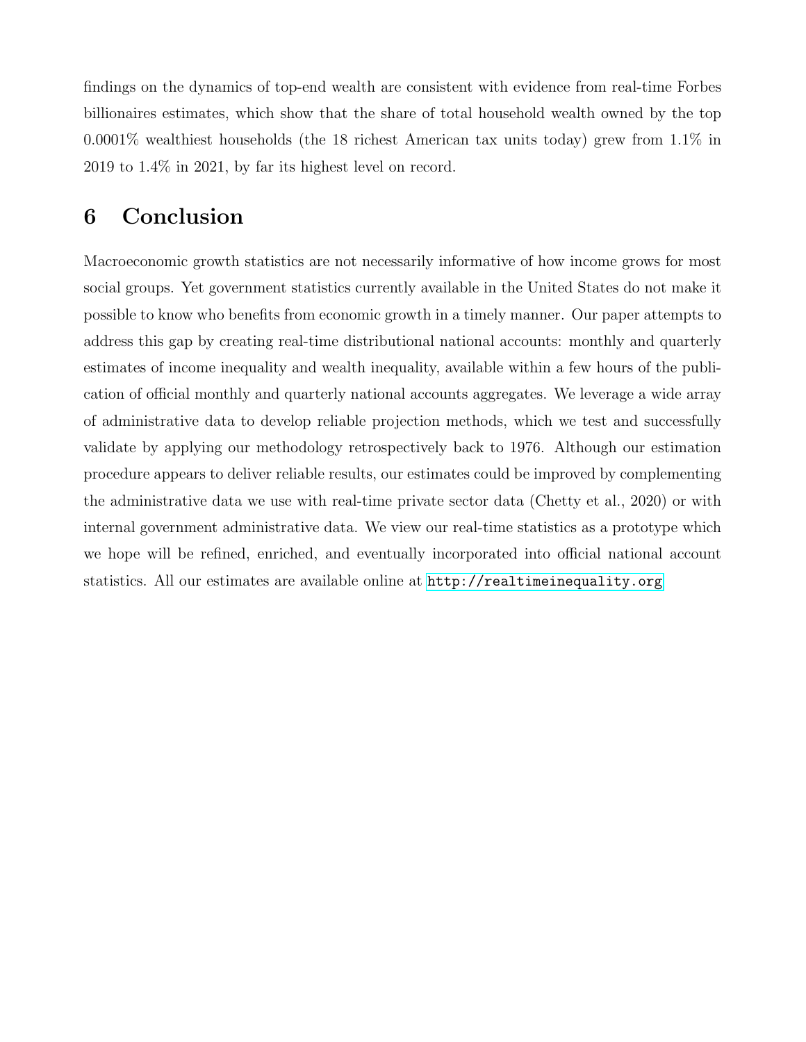findings on the dynamics of top-end wealth are consistent with evidence from real-time Forbes billionaires estimates, which show that the share of total household wealth owned by the top 0.0001% wealthiest households (the 18 richest American tax units today) grew from 1.1% in 2019 to 1.4% in 2021, by far its highest level on record.

## 6 Conclusion

Macroeconomic growth statistics are not necessarily informative of how income grows for most social groups. Yet government statistics currently available in the United States do not make it possible to know who benefits from economic growth in a timely manner. Our paper attempts to address this gap by creating real-time distributional national accounts: monthly and quarterly estimates of income inequality and wealth inequality, available within a few hours of the publication of official monthly and quarterly national accounts aggregates. We leverage a wide array of administrative data to develop reliable projection methods, which we test and successfully validate by applying our methodology retrospectively back to 1976. Although our estimation procedure appears to deliver reliable results, our estimates could be improved by complementing the administrative data we use with real-time private sector data (Chetty et al., 2020) or with internal government administrative data. We view our real-time statistics as a prototype which we hope will be refined, enriched, and eventually incorporated into official national account statistics. All our estimates are available online at http://realtimeinequality.org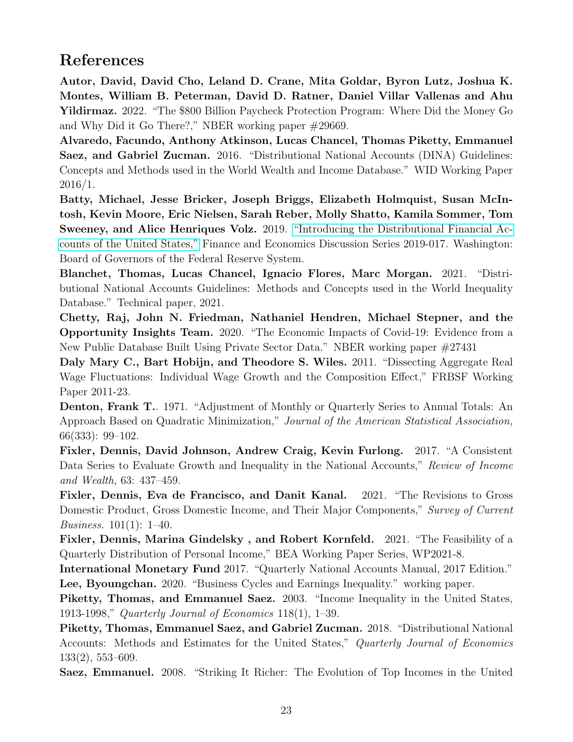## References

**Autor, David, David Cho, Leland D. Crane, Mita Goldar, Byron Lutz, Joshua K. Montes, William B. Peterman, David D. Ratner, Daniel Villar Vallenas and Ahu Yildirmaz.** 2022. "The $800 Billion Paycheck Protection Program: Where Did the Money Go and Why Did it Go There?," NBER working paper #29669.

**Alvaredo, Facundo, Anthony Atkinson, Lucas Chancel, Thomas Piketty, Emmanuel Saez, and Gabriel Zucman.** 2016. "Distributional National Accounts (DINA) Guidelines: Concepts and Methods used in the World Wealth and Income Database." WID Working Paper 2016/1.

**Batty, Michael, Jesse Bricker, Joseph Briggs, Elizabeth Holmquist, Susan McIntosh, Kevin Moore, Eric Nielsen, Sarah Reber, Molly Shatto, Kamila Sommer, Tom Sweeney, and Alice Henriques Volz.** 2019. "Introducing the Distributional Financial Accounts of the United States," Finance and Economics Discussion Series 2019-017. Washington: Board of Governors of the Federal Reserve System.

**Blanchet, Thomas, Lucas Chancel, Ignacio Flores, Marc Morgan.** 2021. "Distributional National Accounts Guidelines: Methods and Concepts used in the World Inequality Database." Technical paper, 2021.

**Chetty, Raj, John N. Friedman, Nathaniel Hendren, Michael Stepner, and the Opportunity Insights Team.** 2020. "The Economic Impacts of Covid-19: Evidence from a New Public Database Built Using Private Sector Data." NBER working paper #27431

**Daly Mary C., Bart Hobijn, and Theodore S. Wiles.** 2011. "Dissecting Aggregate Real Wage Fluctuations: Individual Wage Growth and the Composition Effect," FRBSF Working Paper 2011-23.

**Denton, Frank T.**. 1971. "Adjustment of Monthly or Quarterly Series to Annual Totals: An Approach Based on Quadratic Minimization," *Journal of the American Statistical Association,* 66(333): 99–102.

**Fixler, Dennis, David Johnson, Andrew Craig, Kevin Furlong.** 2017. "A Consistent Data Series to Evaluate Growth and Inequality in the National Accounts," *Review of Income and Wealth,* 63: 437–459.

**Fixler, Dennis, Eva de Francisco, and Danit Kanal.** 2021. "The Revisions to Gross Domestic Product, Gross Domestic Income, and Their Major Components," *Survey of Current Business.* 101(1): 1–40.

**Fixler, Dennis, Marina Gindelsky , and Robert Kornfeld.** 2021. "The Feasibility of a Quarterly Distribution of Personal Income," BEA Working Paper Series, WP2021-8.

**International Monetary Fund** 2017. "Quarterly National Accounts Manual, 2017 Edition."

**Lee, Byoungchan.** 2020. "Business Cycles and Earnings Inequality." working paper.

**Piketty, Thomas, and Emmanuel Saez.** 2003. "Income Inequality in the United States, 1913-1998," *Quarterly Journal of Economics* 118(1), 1–39.

**Piketty, Thomas, Emmanuel Saez, and Gabriel Zucman.** 2018. "Distributional National Accounts: Methods and Estimates for the United States," *Quarterly Journal of Economics* 133(2), 553–609.

**Saez, Emmanuel.** 2008. "Striking It Richer: The Evolution of Top Incomes in the United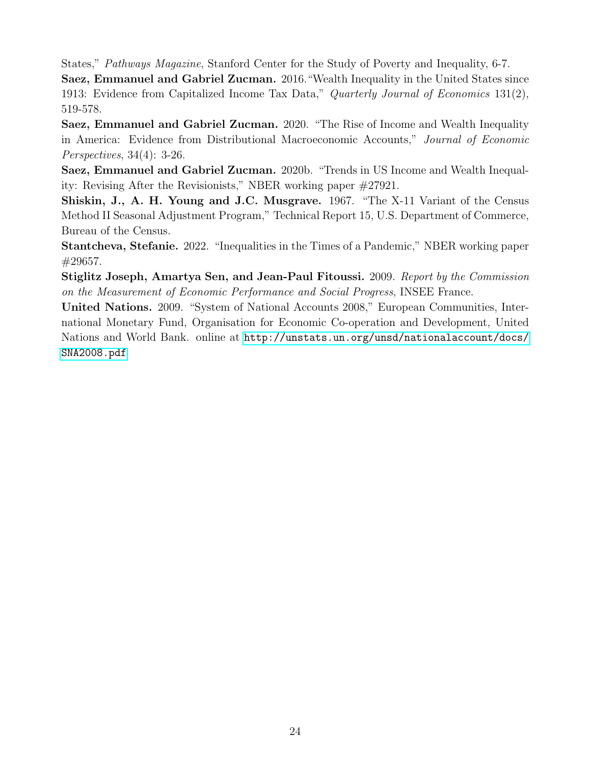States," *Pathways Magazine*, Stanford Center for the Study of Poverty and Inequality, 6-7.

**Saez, Emmanuel and Gabriel Zucman.** 2016."Wealth Inequality in the United States since 1913: Evidence from Capitalized Income Tax Data," *Quarterly Journal of Economics* 131(2), 519-578.

**Saez, Emmanuel and Gabriel Zucman.** 2020. "The Rise of Income and Wealth Inequality in America: Evidence from Distributional Macroeconomic Accounts," *Journal of Economic Perspectives*, 34(4): 3-26.

**Saez, Emmanuel and Gabriel Zucman.** 2020b. "Trends in US Income and Wealth Inequality: Revising After the Revisionists," NBER working paper #27921.

**Shiskin, J., A. H. Young and J.C. Musgrave.** 1967. "The X-11 Variant of the Census Method II Seasonal Adjustment Program," Technical Report 15, U.S. Department of Commerce, Bureau of the Census.

**Stantcheva, Stefanie.** 2022. "Inequalities in the Times of a Pandemic," NBER working paper #29657.

**Stiglitz Joseph, Amartya Sen, and Jean-Paul Fitoussi.** 2009. *Report by the Commission on the Measurement of Economic Performance and Social Progress*, INSEE France.

**United Nations.** 2009. "System of National Accounts 2008," European Communities, International Monetary Fund, Organisation for Economic Co-operation and Development, United Nations and World Bank. online at http://unstats.un.org/unsd/nationalaccount/docs/SNA2008.pdf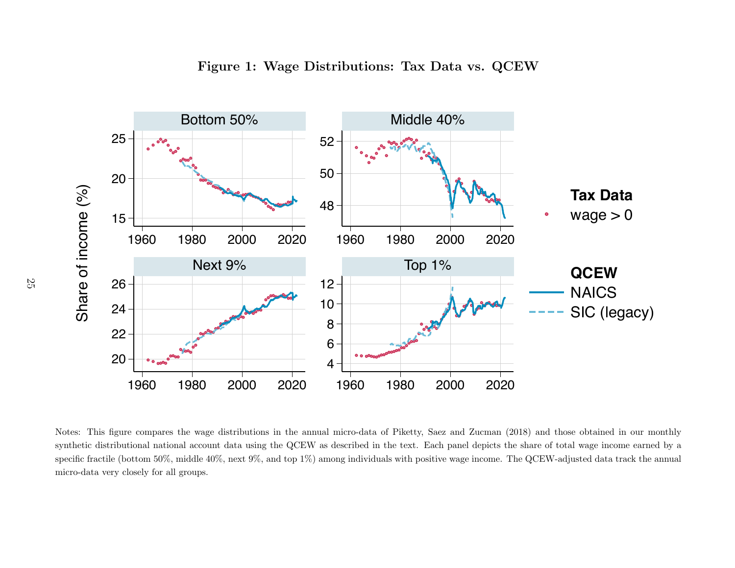**Figure 1: Wage Distributions: Tax Data vs. QCEW**

Notes: This figure compares the wage distributions in the annual micro-data of Piketty, Saez and Zucman (2018) and those obtained in our monthly synthetic distributional national account data using the QCEW as described in the text. Each panel depicts the share of total wage income earned by a specific fractile (bottom 50%, middle 40%, next 9%, and top 1%) among individuals with positive wage income. The QCEW-adjusted data track the annual micro-data very closely for all groups.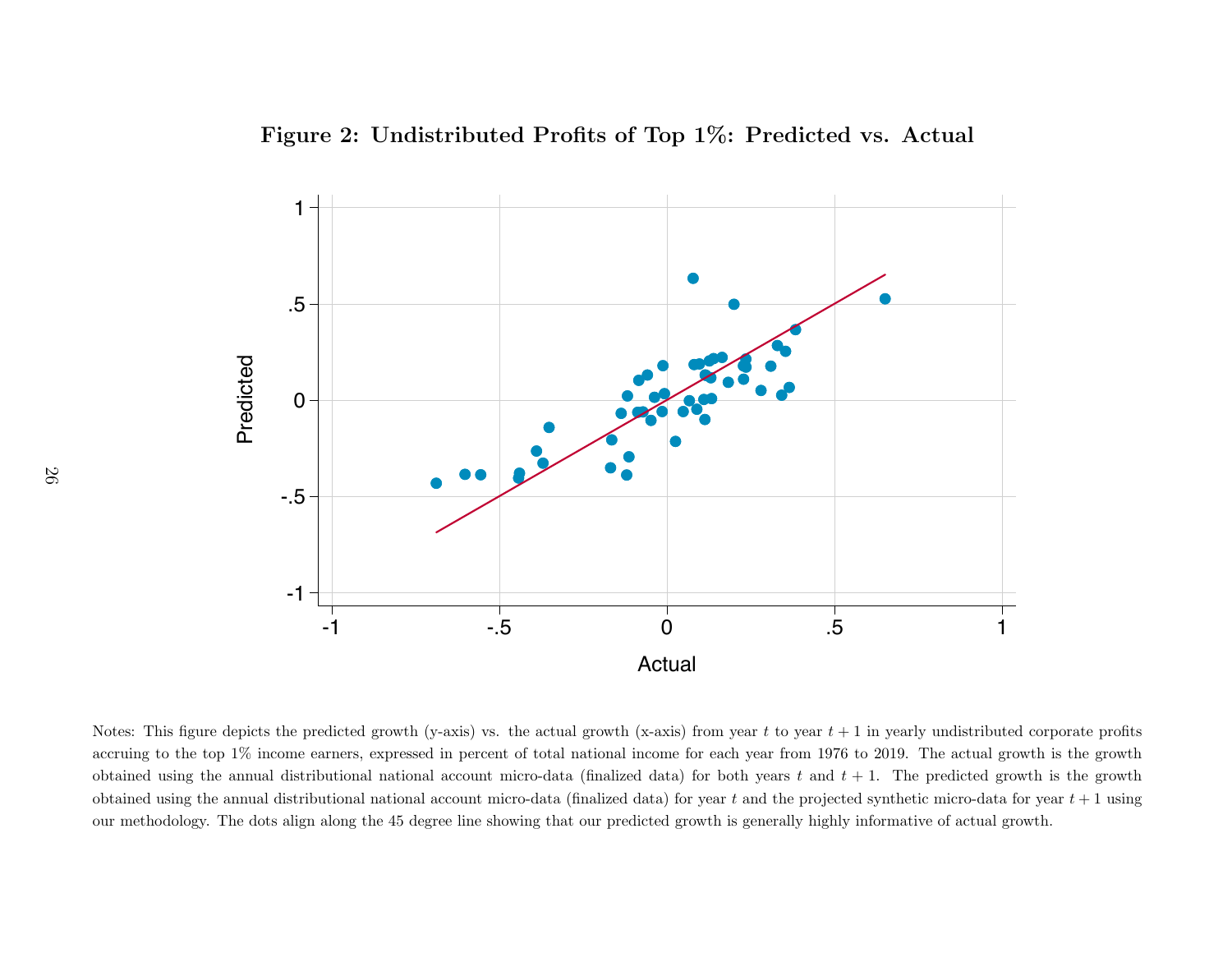**Figure 2: Undistributed Profits of Top 1%: Predicted vs. Actual**

Notes: This figure depicts the predicted growth (y-axis) vs. the actual growth (x-axis) from year $t$ to year $t+1$ in yearly undistributed corporate profits accruing to the top 1% income earners, expressed in percent of total national income for each year from 1976 to 2019. The actual growth is the growth obtained using the annual distributional national account micro-data (finalized data) for both years $t$ and $t+1$. The predicted growth is the growth obtained using the annual distributional national account micro-data (finalized data) for year $t$ and the projected synthetic micro-data for year $t+1$ using our methodology. The dots align along the 45 degree line showing that our predicted growth is generally highly informative of actual growth.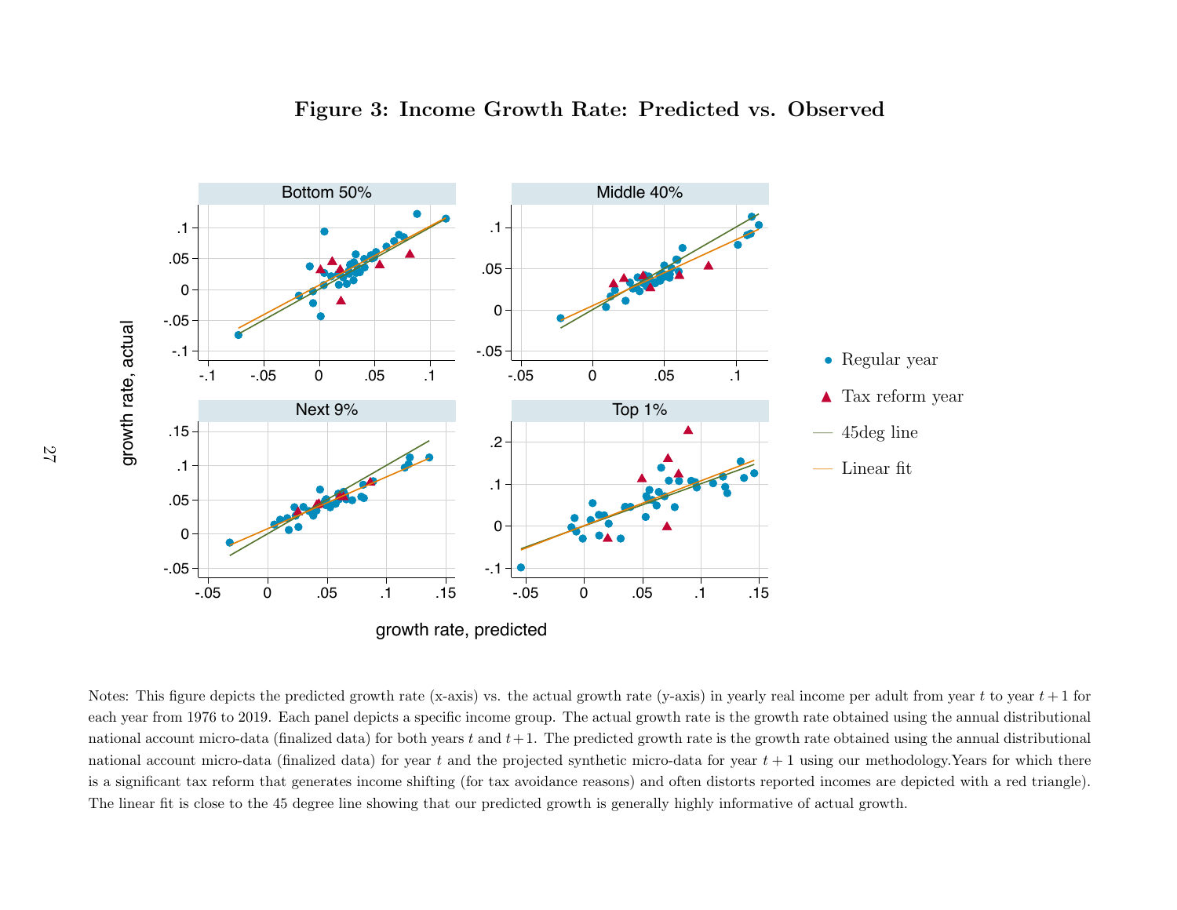**Figure 3: Income Growth Rate: Predicted vs. Observed**

Notes: This figure depicts the predicted growth rate (x-axis) vs. the actual growth rate (y-axis) in yearly real income per adult from year $t$ to year $t+1$ for each year from 1976 to 2019. Each panel depicts a specific income group. The actual growth rate is the growth rate obtained using the annual distributional national account micro-data (finalized data) for both years $t$ and $t+1$. The predicted growth rate is the growth rate obtained using the annual distributional national account micro-data (finalized data) for year $t$ and the projected synthetic micro-data for year $t+1$ using our methodology.Years for which there is a significant tax reform that generates income shifting (for tax avoidance reasons) and often distorts reported incomes are depicted with a red triangle). The linear fit is close to the 45 degree line showing that our predicted growth is generally highly informative of actual growth.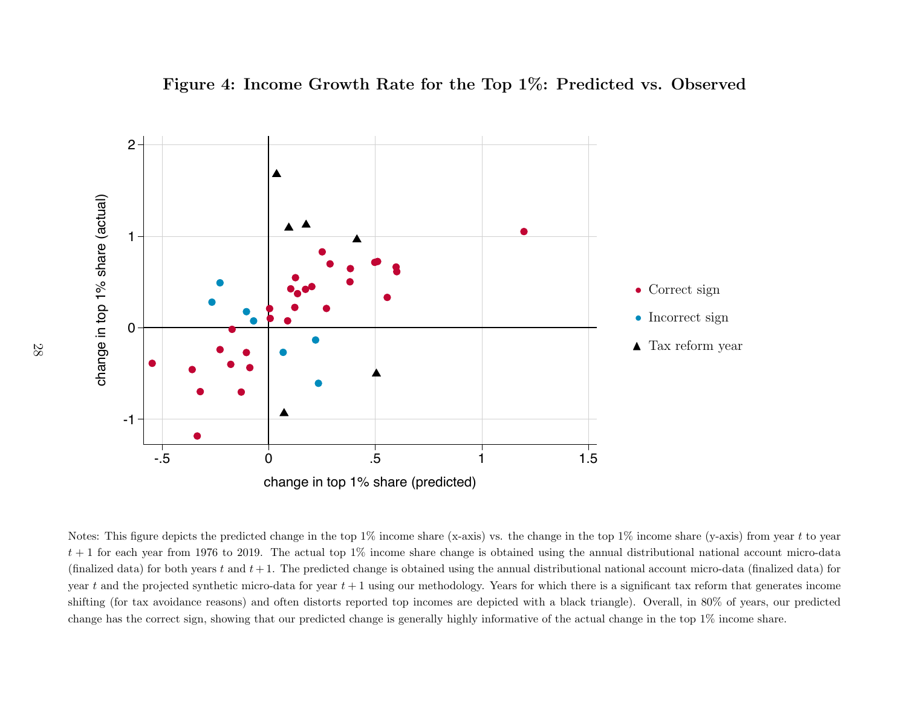**Figure 4: Income Growth Rate for the Top 1%: Predicted vs. Observed**

Notes: This figure depicts the predicted change in the top 1% income share (x-axis) vs. the change in the top 1% income share (y-axis) from year $t$ to year $t+1$ for each year from 1976 to 2019. The actual top 1% income share change is obtained using the annual distributional national account micro-data (finalized data) for both years $t$ and $t+1$. The predicted change is obtained using the annual distributional national account micro-data (finalized data) for year $t$ and the projected synthetic micro-data for year $t+1$ using our methodology. Years for which there is a significant tax reform that generates income shifting (for tax avoidance reasons) and often distorts reported top incomes are depicted with a black triangle). Overall, in 80% of years, our predicted change has the correct sign, showing that our predicted change is generally highly informative of the actual change in the top 1% income share.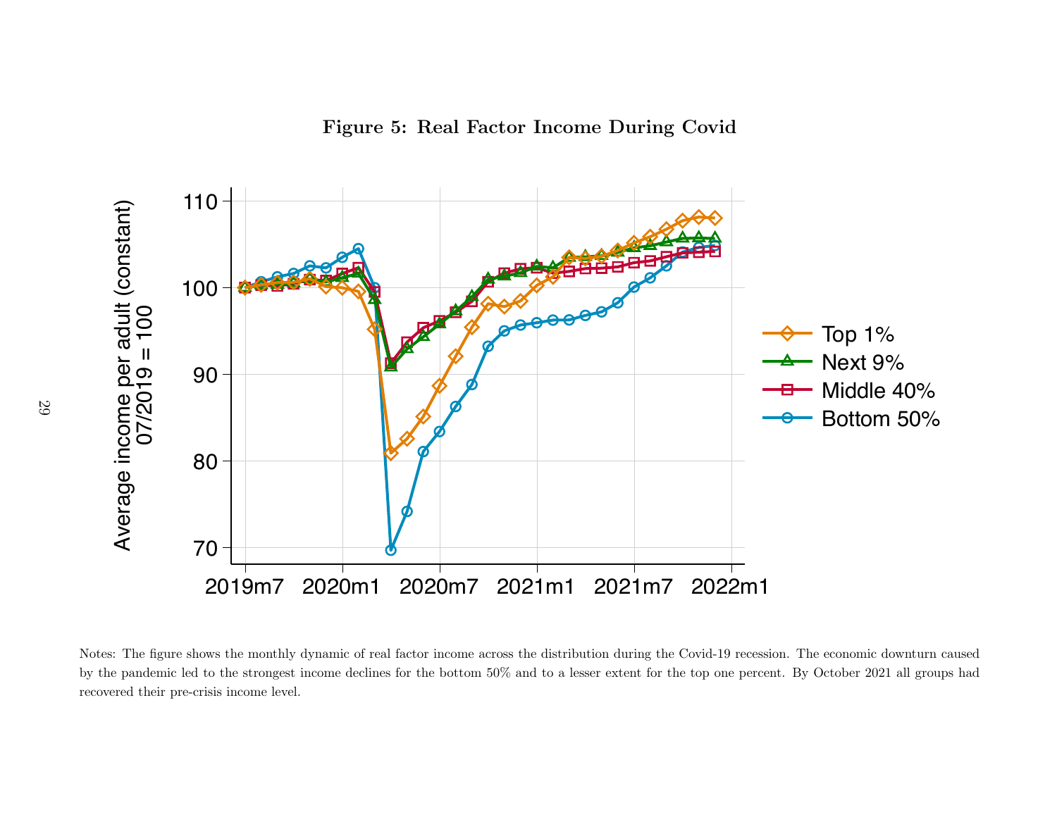**Figure 5: Real Factor Income During Covid**

Notes: The figure shows the monthly dynamic of real factor income across the distribution during the Covid-19 recession. The economic downturn caused by the pandemic led to the strongest income declines for the bottom 50% and to a lesser extent for the top one percent. By October 2021 all groups had recovered their pre-crisis income level.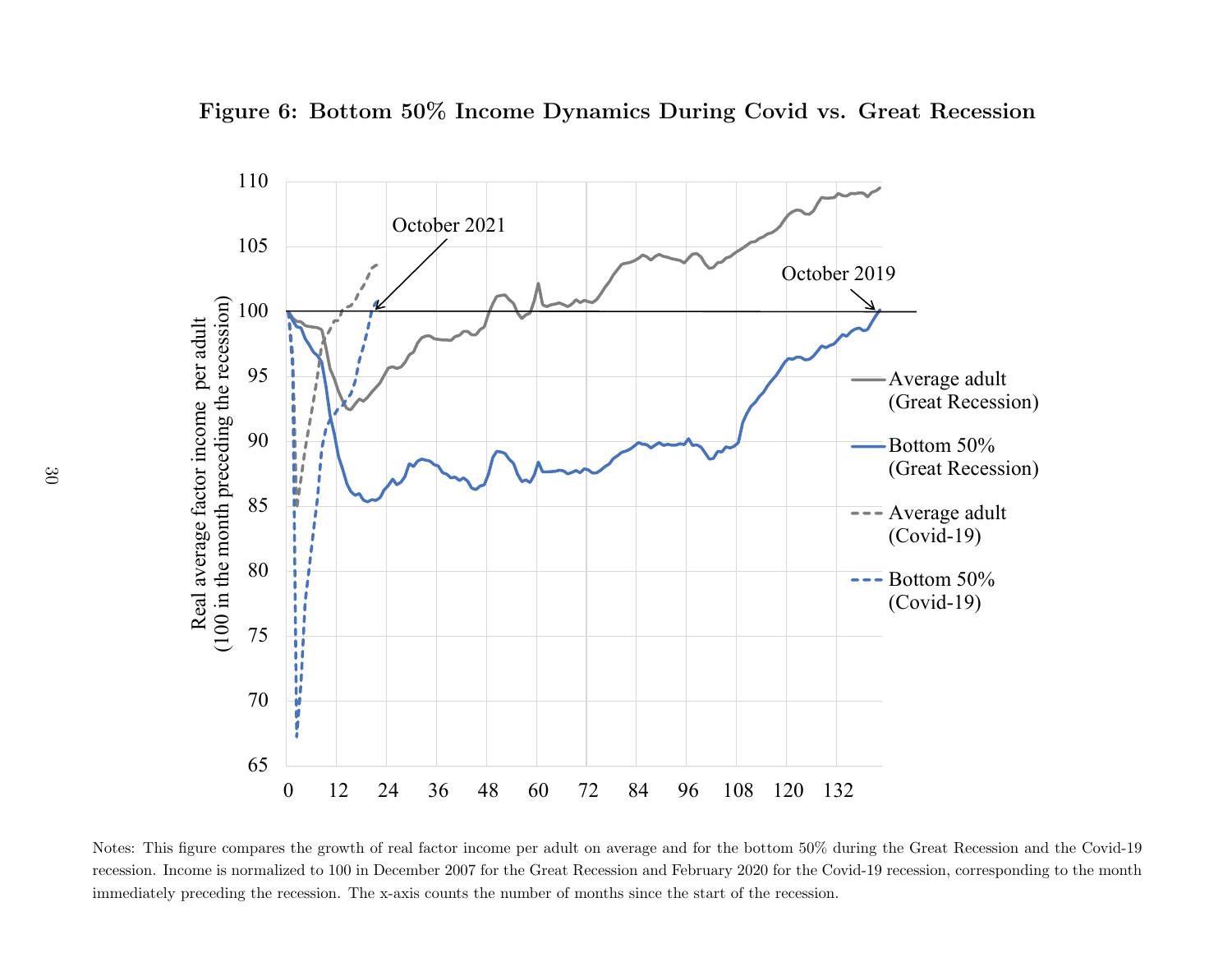**Figure 6: Bottom 50% Income Dynamics During Covid vs. Great Recession**

Notes: This figure compares the growth of real factor income per adult on average and for the bottom 50% during the Great Recession and the Covid-19 recession. Income is normalized to 100 in December 2007 for the Great Recession and February 2020 for the Covid-19 recession, corresponding to the month immediately preceding the recession. The x-axis counts the number of months since the start of the recession.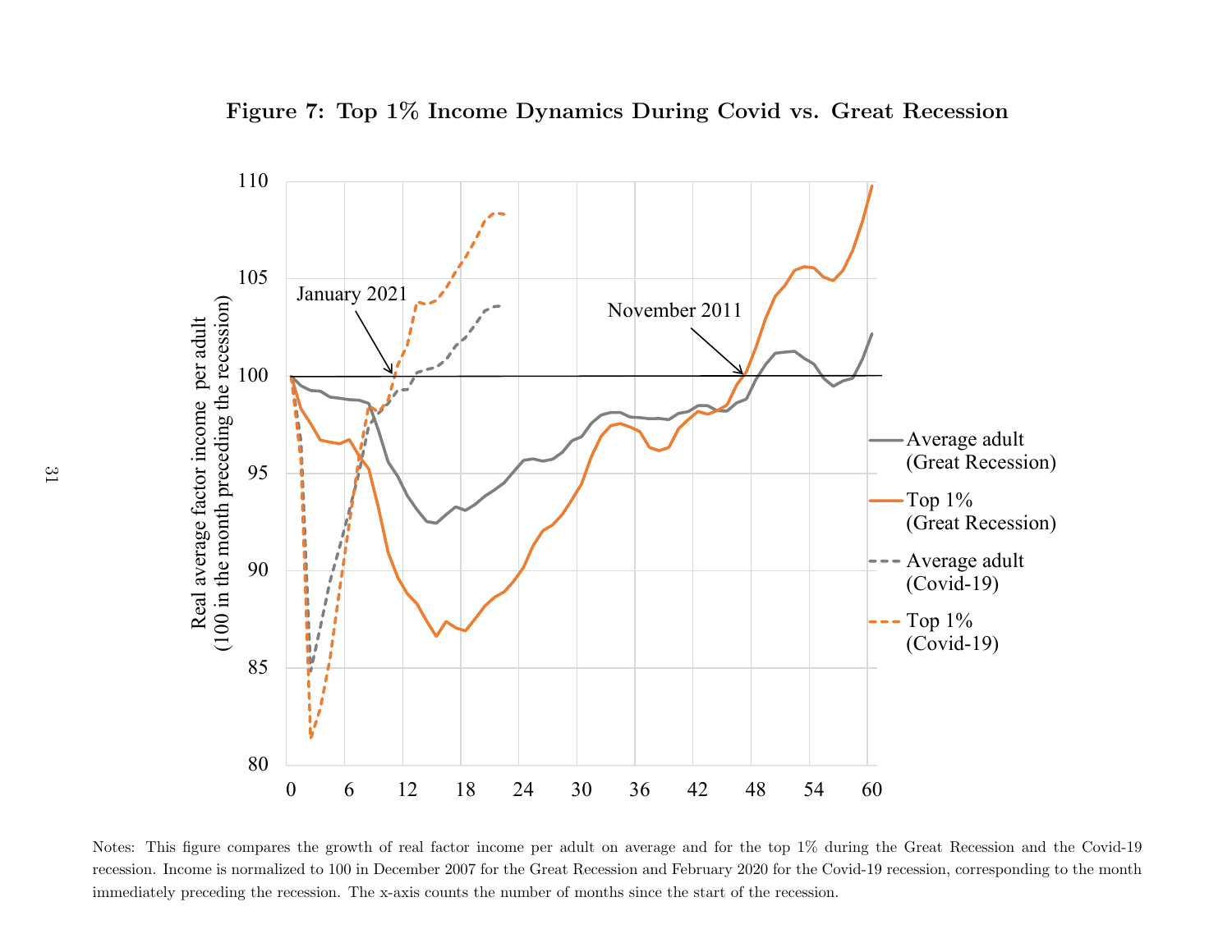**Figure 7: Top 1% Income Dynamics During Covid vs. Great Recession**

Notes: This figure compares the growth of real factor income per adult on average and for the top 1% during the Great Recession and the Covid-19 recession. Income is normalized to 100 in December 2007 for the Great Recession and February 2020 for the Covid-19 recession, corresponding to the month immediately preceding the recession. The x-axis counts the number of months since the start of the recession.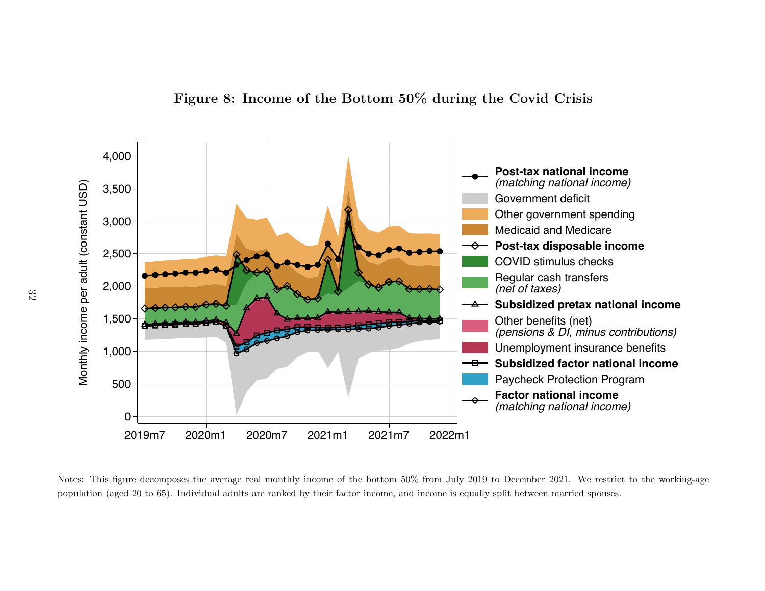**Figure 8: Income of the Bottom 50% during the Covid Crisis**

Notes: This figure decomposes the average real monthly income of the bottom 50% from July 2019 to December 2021. We restrict to the working-age population (aged 20 to 65). Individual adults are ranked by their factor income, and income is equally split between married spouses.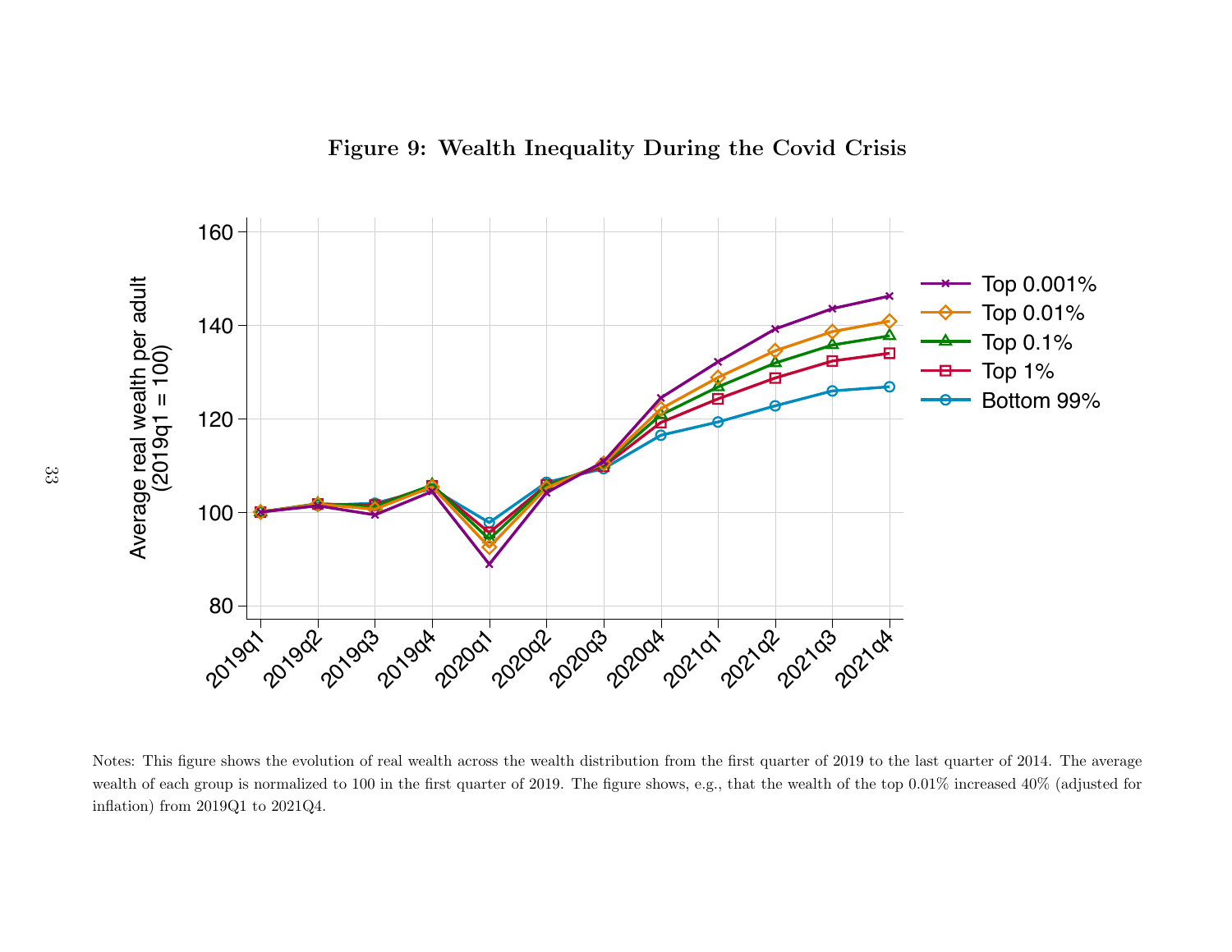**Figure 9: Wealth Inequality During the Covid Crisis**

Average real wealth per adult (2019q1 = 100)

160

140

120

100

80

2019q1 2019q2 2019q3 2019q4 2020q1 2020q2 2020q3 2020q4 2021q1 2021q2 2021q3 2021q4

Top 0.001%

Top 0.01%

Top 0.1%

Top 1%

Bottom 99%

Notes: This figure shows the evolution of real wealth across the wealth distribution from the first quarter of 2019 to the last quarter of 2014. The average wealth of each group is normalized to 100 in the first quarter of 2019. The figure shows, e.g., that the wealth of the top 0.01% increased 40% (adjusted for inflation) from 2019Q1 to 2021Q4.